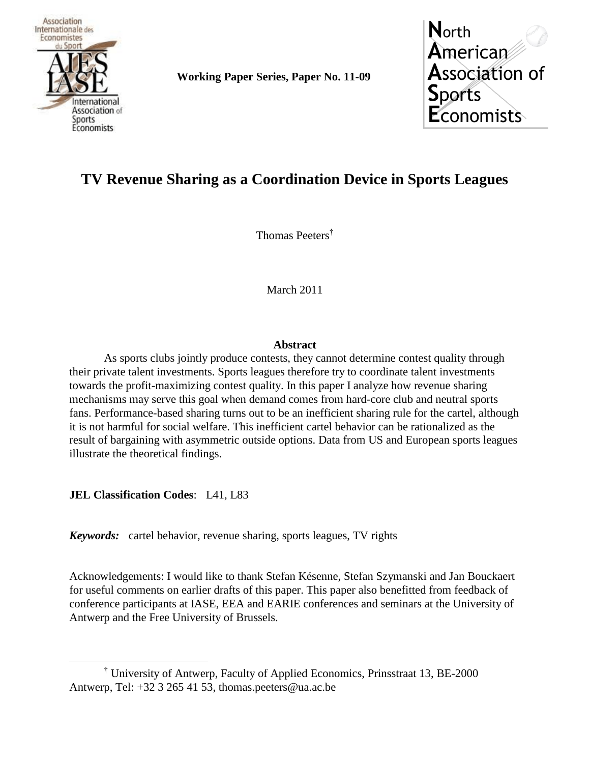Working Paper Series, Paper No. 11-09

# TV Revenue Sharing as a Coordination Device in Sports Leagues

Thomas Peeters[†]

March 2011

## Abstract

As sports clubs jointly produce contests, they cannot determine contest quality through their private talent investments. Sports leagues therefore try to coordinate talent investments towards the profit-maximizing contest quality. In this paper I analyze how revenue sharing mechanisms may serve this goal when demand comes from hard-core club and neutral sports fans. Performance-based sharing turns out to be an inefficient sharing rule for the cartel, although it is not harmful for social welfare. This inefficient cartel behavior can be rationalized as the result of bargaining with asymmetric outside options. Data from US and European sports leagues illustrate the theoretical findings.

**JEL Classification Codes**: L41, L83

***Keywords:*** cartel behavior, revenue sharing, sports leagues, TV rights

Acknowledgements: I would like to thank Stefan Késenne, Stefan Szymanski and Jan Bouckaert for useful comments on earlier drafts of this paper. This paper also benefitted from feedback of conference participants at IASE, EEA and EARIE conferences and seminars at the University of Antwerp and the Free University of Brussels.

[†] University of Antwerp, Faculty of Applied Economics, Prinsstraat 13, BE-2000 Antwerp, Tel: +32 3 265 41 53, thomas.peeters@ua.ac.be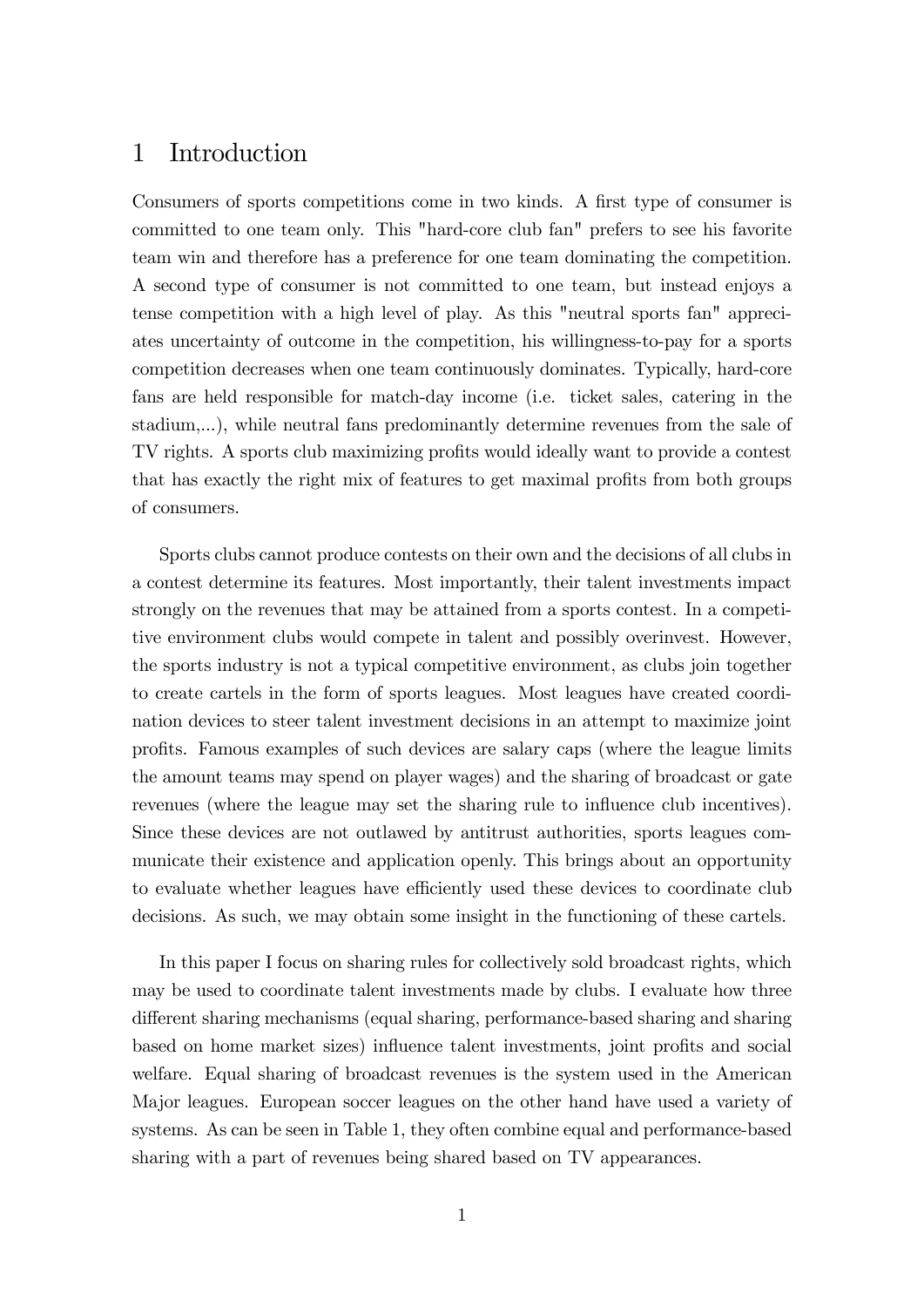# 1 Introduction

Consumers of sports competitions come in two kinds. A first type of consumer is committed to one team only. This "hard-core club fan" prefers to see his favorite team win and therefore has a preference for one team dominating the competition. A second type of consumer is not committed to one team, but instead enjoys a tense competition with a high level of play. As this "neutral sports fan" appreciates uncertainty of outcome in the competition, his willingness-to-pay for a sports competition decreases when one team continuously dominates. Typically, hard-core fans are held responsible for match-day income (i.e. ticket sales, catering in the stadium,...), while neutral fans predominantly determine revenues from the sale of TV rights. A sports club maximizing profits would ideally want to provide a contest that has exactly the right mix of features to get maximal profits from both groups of consumers.

Sports clubs cannot produce contests on their own and the decisions of all clubs in a contest determine its features. Most importantly, their talent investments impact strongly on the revenues that may be attained from a sports contest. In a competitive environment clubs would compete in talent and possibly overinvest. However, the sports industry is not a typical competitive environment, as clubs join together to create cartels in the form of sports leagues. Most leagues have created coordination devices to steer talent investment decisions in an attempt to maximize joint profits. Famous examples of such devices are salary caps (where the league limits the amount teams may spend on player wages) and the sharing of broadcast or gate revenues (where the league may set the sharing rule to influence club incentives). Since these devices are not outlawed by antitrust authorities, sports leagues communicate their existence and application openly. This brings about an opportunity to evaluate whether leagues have efficiently used these devices to coordinate club decisions. As such, we may obtain some insight in the functioning of these cartels.

In this paper I focus on sharing rules for collectively sold broadcast rights, which may be used to coordinate talent investments made by clubs. I evaluate how three different sharing mechanisms (equal sharing, performance-based sharing and sharing based on home market sizes) influence talent investments, joint profits and social welfare. Equal sharing of broadcast revenues is the system used in the American Major leagues. European soccer leagues on the other hand have used a variety of systems. As can be seen in Table 1, they often combine equal and performance-based sharing with a part of revenues being shared based on TV appearances.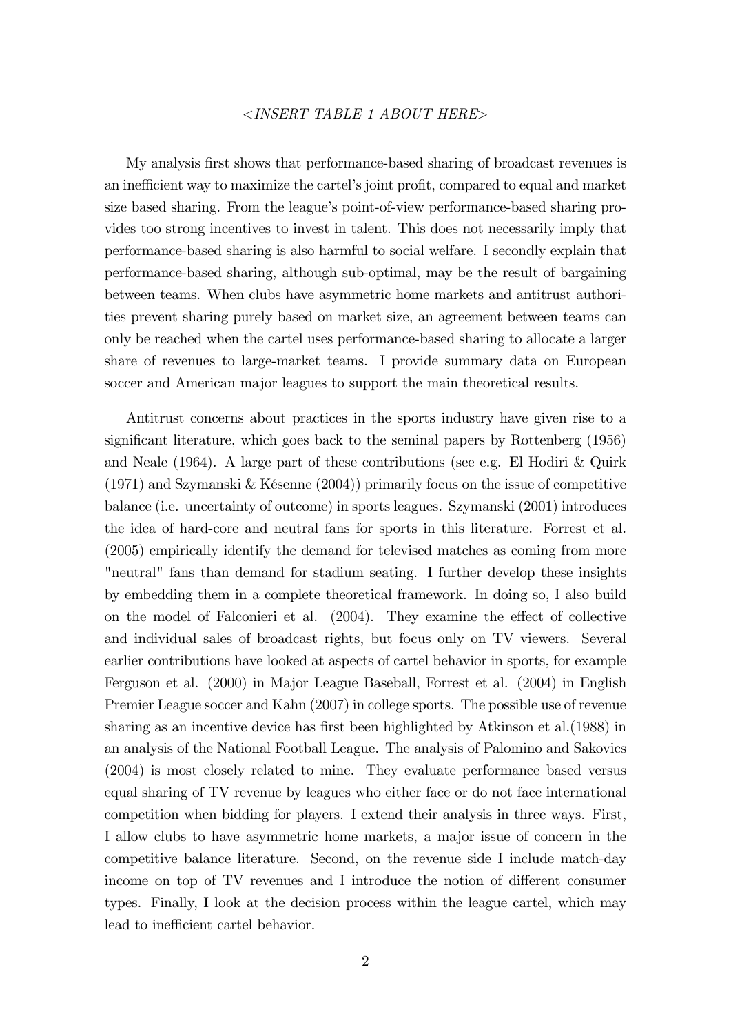*<INSERT TABLE 1 ABOUT HERE>*

My analysis first shows that performance-based sharing of broadcast revenues is an inefficient way to maximize the cartel's joint profit, compared to equal and market size based sharing. From the league's point-of-view performance-based sharing provides too strong incentives to invest in talent. This does not necessarily imply that performance-based sharing is also harmful to social welfare. I secondly explain that performance-based sharing, although sub-optimal, may be the result of bargaining between teams. When clubs have asymmetric home markets and antitrust authorities prevent sharing purely based on market size, an agreement between teams can only be reached when the cartel uses performance-based sharing to allocate a larger share of revenues to large-market teams. I provide summary data on European soccer and American major leagues to support the main theoretical results.

Antitrust concerns about practices in the sports industry have given rise to a significant literature, which goes back to the seminal papers by Rottenberg (1956) and Neale (1964). A large part of these contributions (see e.g. El Hodiri & Quirk (1971) and Szymanski & Késenne (2004)) primarily focus on the issue of competitive balance (i.e. uncertainty of outcome) in sports leagues. Szymanski (2001) introduces the idea of hard-core and neutral fans for sports in this literature. Forrest et al. (2005) empirically identify the demand for televised matches as coming from more "neutral" fans than demand for stadium seating. I further develop these insights by embedding them in a complete theoretical framework. In doing so, I also build on the model of Falconieri et al. (2004). They examine the effect of collective and individual sales of broadcast rights, but focus only on TV viewers. Several earlier contributions have looked at aspects of cartel behavior in sports, for example Ferguson et al. (2000) in Major League Baseball, Forrest et al. (2004) in English Premier League soccer and Kahn (2007) in college sports. The possible use of revenue sharing as an incentive device has first been highlighted by Atkinson et al.(1988) in an analysis of the National Football League. The analysis of Palomino and Sakovics (2004) is most closely related to mine. They evaluate performance based versus equal sharing of TV revenue by leagues who either face or do not face international competition when bidding for players. I extend their analysis in three ways. First, I allow clubs to have asymmetric home markets, a major issue of concern in the competitive balance literature. Second, on the revenue side I include match-day income on top of TV revenues and I introduce the notion of different consumer types. Finally, I look at the decision process within the league cartel, which may lead to inefficient cartel behavior.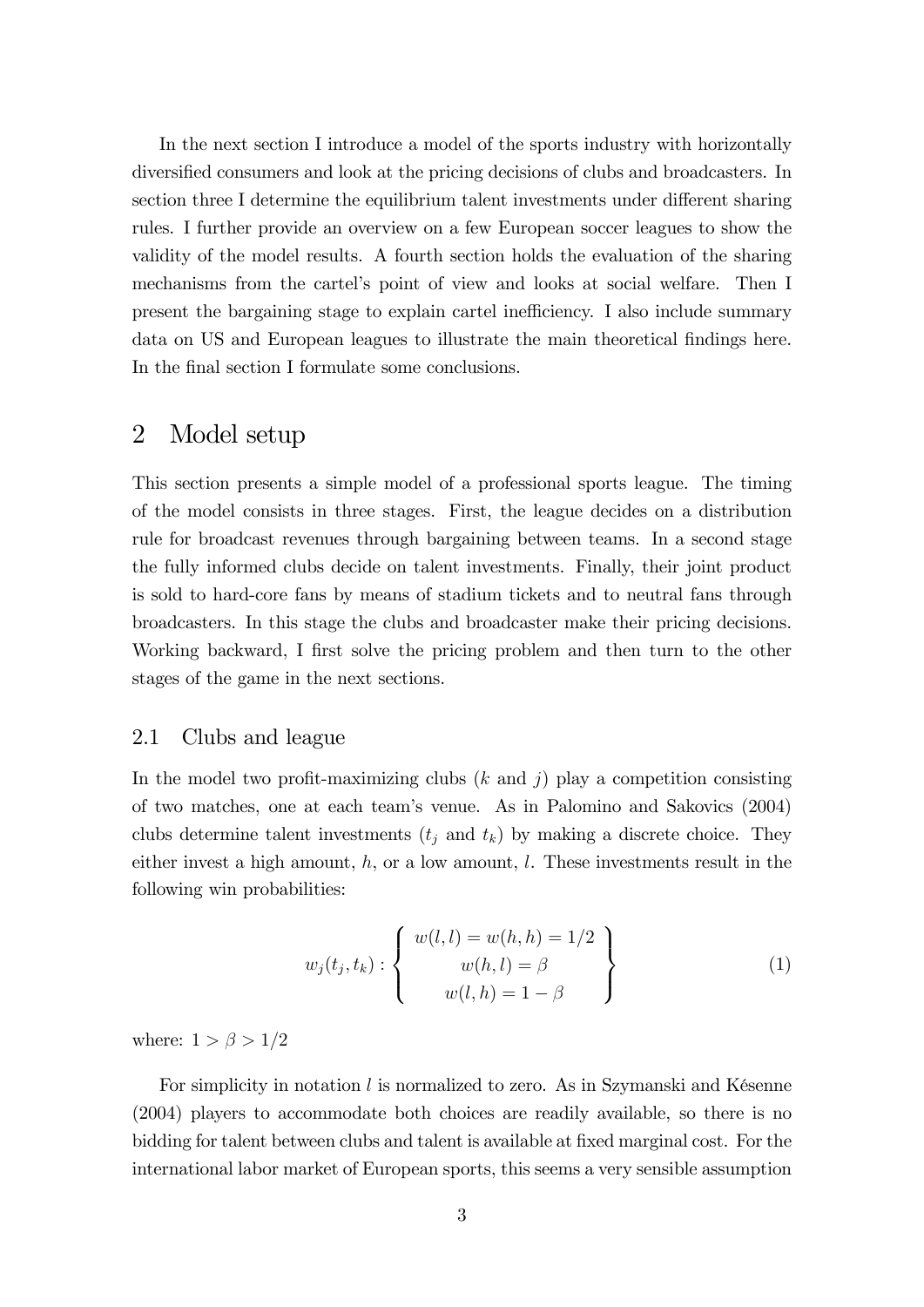In the next section I introduce a model of the sports industry with horizontally diversified consumers and look at the pricing decisions of clubs and broadcasters. In section three I determine the equilibrium talent investments under different sharing rules. I further provide an overview on a few European soccer leagues to show the validity of the model results. A fourth section holds the evaluation of the sharing mechanisms from the cartel's point of view and looks at social welfare. Then I present the bargaining stage to explain cartel inefficiency. I also include summary data on US and European leagues to illustrate the main theoretical findings here. In the final section I formulate some conclusions.

## 2 Model setup

This section presents a simple model of a professional sports league. The timing of the model consists in three stages. First, the league decides on a distribution rule for broadcast revenues through bargaining between teams. In a second stage the fully informed clubs decide on talent investments. Finally, their joint product is sold to hard-core fans by means of stadium tickets and to neutral fans through broadcasters. In this stage the clubs and broadcaster make their pricing decisions. Working backward, I first solve the pricing problem and then turn to the other stages of the game in the next sections.

### 2.1 Clubs and league

In the model two profit-maximizing clubs ($k$ and $j$) play a competition consisting of two matches, one at each team's venue. As in Palomino and Sakovics (2004) clubs determine talent investments ($t_j$ and $t_k$) by making a discrete choice. They either invest a high amount, $h$, or a low amount, $l$. These investments result in the following win probabilities:

$$w_j(t_j, t_k) : \left\{ \begin{array}{c} w(l,l) = w(h,h) = 1/2 \\ w(h,l) = \beta \\ w(l,h) = 1 - \beta \end{array} \right\} \tag{1}$$

where: $1 > \beta > 1/2$

For simplicity in notation $l$ is normalized to zero. As in Szymanski and Késenne (2004) players to accommodate both choices are readily available, so there is no bidding for talent between clubs and talent is available at fixed marginal cost. For the international labor market of European sports, this seems a very sensible assumption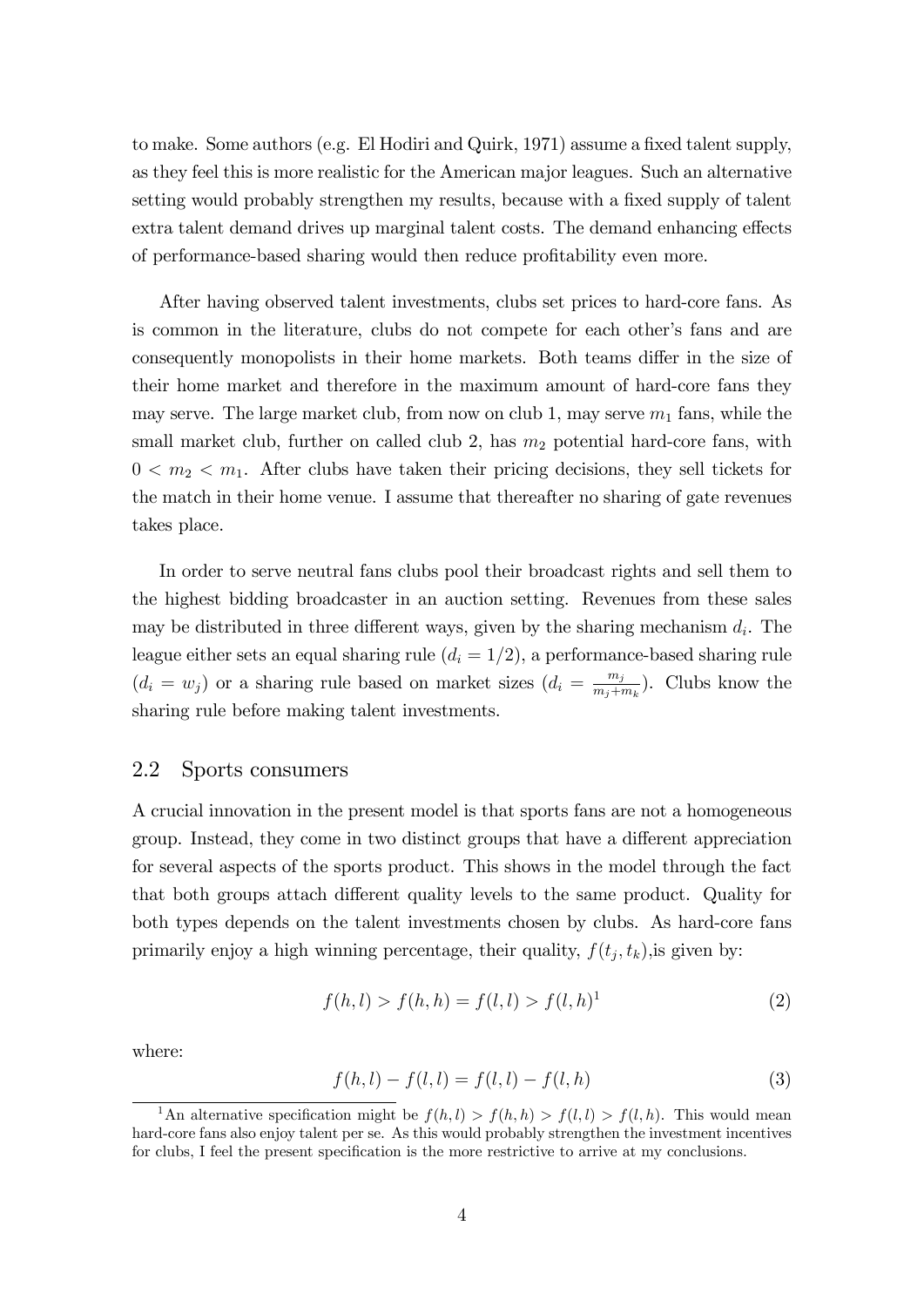to make. Some authors (e.g. El Hodiri and Quirk, 1971) assume a fixed talent supply, as they feel this is more realistic for the American major leagues. Such an alternative setting would probably strengthen my results, because with a fixed supply of talent extra talent demand drives up marginal talent costs. The demand enhancing effects of performance-based sharing would then reduce profitability even more.

After having observed talent investments, clubs set prices to hard-core fans. As is common in the literature, clubs do not compete for each other's fans and are consequently monopolists in their home markets. Both teams differ in the size of their home market and therefore in the maximum amount of hard-core fans they may serve. The large market club, from now on club 1, may serve $m_1$ fans, while the small market club, further on called club 2, has $m_2$ potential hard-core fans, with $0 < m_2 < m_1$. After clubs have taken their pricing decisions, they sell tickets for the match in their home venue. I assume that thereafter no sharing of gate revenues takes place.

In order to serve neutral fans clubs pool their broadcast rights and sell them to the highest bidding broadcaster in an auction setting. Revenues from these sales may be distributed in three different ways, given by the sharing mechanism $d_i$. The league either sets an equal sharing rule ($d_i = 1/2$), a performance-based sharing rule ($d_i = w_j$) or a sharing rule based on market sizes ($d_i = \frac{m_j}{m_j+m_k}$). Clubs know the sharing rule before making talent investments.

## 2.2 Sports consumers

A crucial innovation in the present model is that sports fans are not a homogeneous group. Instead, they come in two distinct groups that have a different appreciation for several aspects of the sports product. This shows in the model through the fact that both groups attach different quality levels to the same product. Quality for both types depends on the talent investments chosen by clubs. As hard-core fans primarily enjoy a high winning percentage, their quality, $f(t_j, t_k)$,is given by:

$$f(h,l) > f(h,h) = f(l,l) > f(l,h)^{1} \tag{2}$$

where:

$$f(h,l) - f(l,l) = f(l,l) - f(l,h) \tag{3}$$

[1] An alternative specification might be $f(h,l) > f(h,h) > f(l,l) > f(l,h)$. This would mean hard-core fans also enjoy talent per se. As this would probably strengthen the investment incentives for clubs, I feel the present specification is the more restrictive to arrive at my conclusions.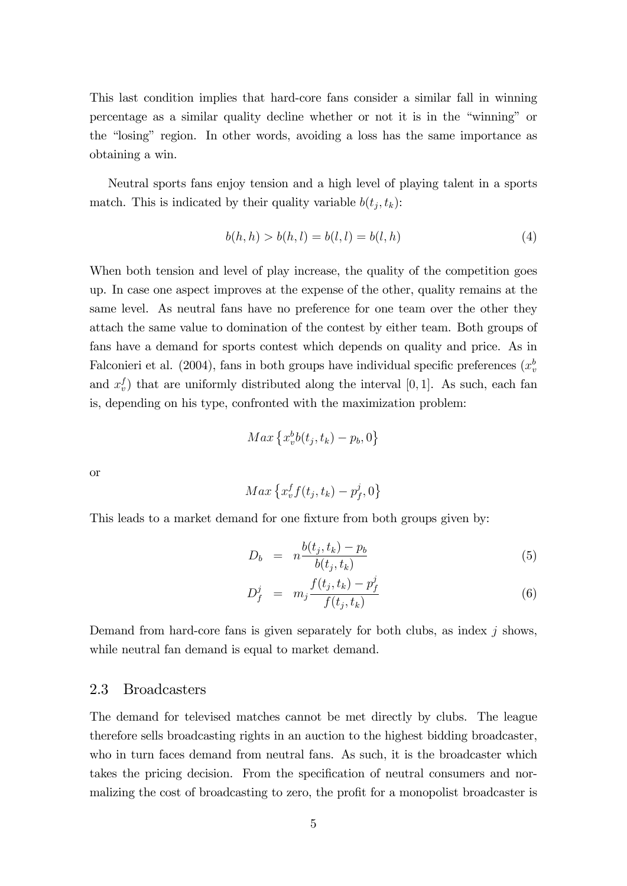This last condition implies that hard-core fans consider a similar fall in winning percentage as a similar quality decline whether or not it is in the "winning" or the "losing" region. In other words, avoiding a loss has the same importance as obtaining a win.

Neutral sports fans enjoy tension and a high level of playing talent in a sports match. This is indicated by their quality variable $b(t_j, t_k)$:

$$b(h,h) > b(h,l) = b(l,l) = b(l,h) \tag{4}$$

When both tension and level of play increase, the quality of the competition goes up. In case one aspect improves at the expense of the other, quality remains at the same level. As neutral fans have no preference for one team over the other they attach the same value to domination of the contest by either team. Both groups of fans have a demand for sports contest which depends on quality and price. As in Falconieri et al. (2004), fans in both groups have individual specific preferences ($x_v^b$ and $x_v^f$) that are uniformly distributed along the interval $[0,1]$. As such, each fan is, depending on his type, confronted with the maximization problem:

$$Max\left\{x_v^b b(t_j,t_k) - p_b, 0\right\}$$

or

$$Max\left\{x_v^f f(t_j,t_k) - p_f^j, 0\right\}$$

This leads to a market demand for one fixture from both groups given by:

$$D_b = n\frac{b(t_j,t_k) - p_b}{b(t_j,t_k)} \tag{5}$$

$$D_f^j = m_j\frac{f(t_j,t_k) - p_f^j}{f(t_j,t_k)} \tag{6}$$

Demand from hard-core fans is given separately for both clubs, as index $j$ shows, while neutral fan demand is equal to market demand.

## 2.3 Broadcasters

The demand for televised matches cannot be met directly by clubs. The league therefore sells broadcasting rights in an auction to the highest bidding broadcaster, who in turn faces demand from neutral fans. As such, it is the broadcaster which takes the pricing decision. From the specification of neutral consumers and normalizing the cost of broadcasting to zero, the profit for a monopolist broadcaster is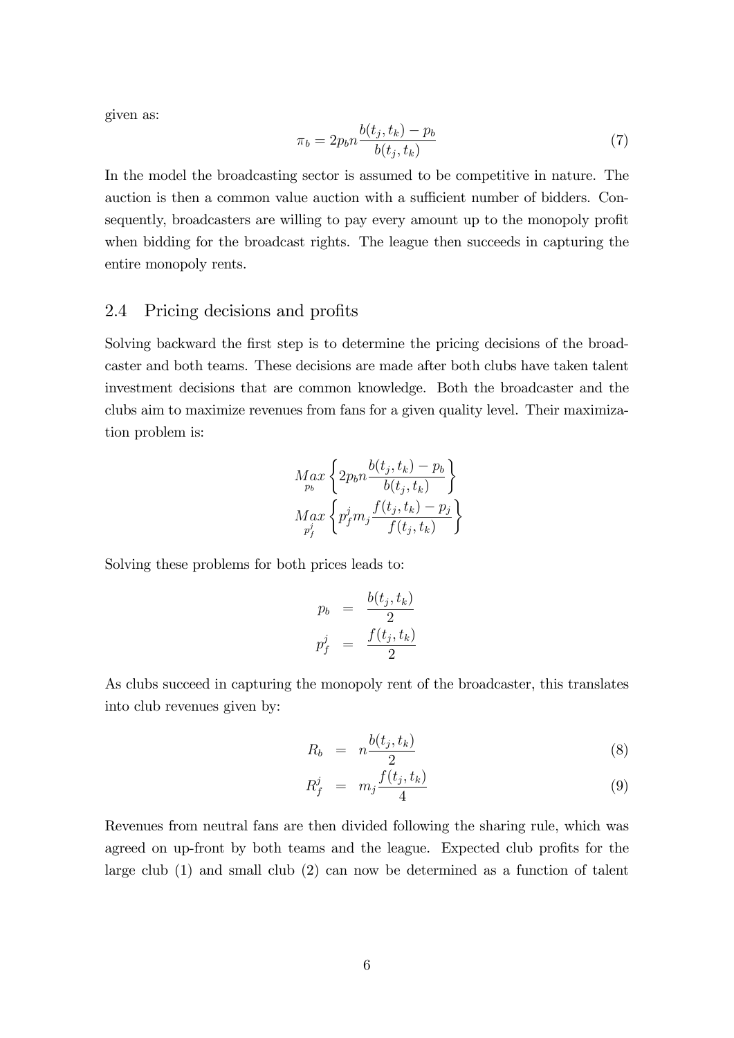given as:

$$\pi_b = 2p_b n \frac{b(t_j, t_k) - p_b}{b(t_j, t_k)} \tag{7}$$

In the model the broadcasting sector is assumed to be competitive in nature. The auction is then a common value auction with a sufficient number of bidders. Consequently, broadcasters are willing to pay every amount up to the monopoly profit when bidding for the broadcast rights. The league then succeeds in capturing the entire monopoly rents.

## 2.4 Pricing decisions and profits

Solving backward the first step is to determine the pricing decisions of the broadcaster and both teams. These decisions are made after both clubs have taken talent investment decisions that are common knowledge. Both the broadcaster and the clubs aim to maximize revenues from fans for a given quality level. Their maximization problem is:

$$\underset{p_b}{Max} \left\{ 2p_b n \frac{b(t_j, t_k) - p_b}{b(t_j, t_k)} \right\}$$
$$\underset{p_f^j}{Max} \left\{ p_f^j m_j \frac{f(t_j, t_k) - p_j}{f(t_j, t_k)} \right\}$$

Solving these problems for both prices leads to:

$$p_b = \frac{b(t_j, t_k)}{2}$$
$$p_f^j = \frac{f(t_j, t_k)}{2}$$

As clubs succeed in capturing the monopoly rent of the broadcaster, this translates into club revenues given by:

$$R_b = n \frac{b(t_j, t_k)}{2} \tag{8}$$

$$R_f^j = m_j \frac{f(t_j, t_k)}{4} \tag{9}$$

Revenues from neutral fans are then divided following the sharing rule, which was agreed on up-front by both teams and the league. Expected club profits for the large club (1) and small club (2) can now be determined as a function of talent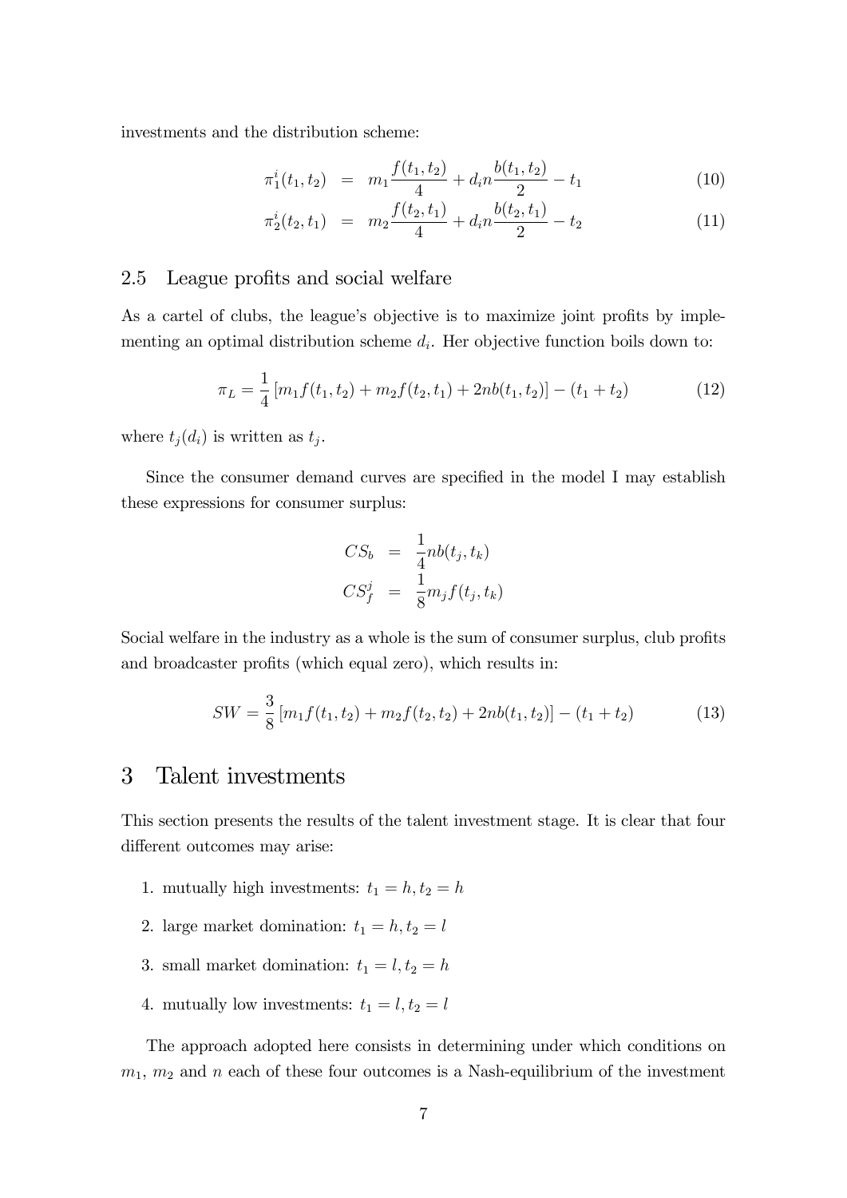investments and the distribution scheme:

$$\pi_1^i(t_1, t_2) = m_1 \frac{f(t_1, t_2)}{4} + d_i n \frac{b(t_1, t_2)}{2} - t_1 \tag{10}$$

$$\pi_2^i(t_2, t_1) = m_2 \frac{f(t_2, t_1)}{4} + d_i n \frac{b(t_2, t_1)}{2} - t_2 \tag{11}$$

## 2.5 League profits and social welfare

As a cartel of clubs, the league's objective is to maximize joint profits by implementing an optimal distribution scheme $d_i$. Her objective function boils down to:

$$\pi_L = \frac{1}{4}\left[m_1 f(t_1, t_2) + m_2 f(t_2, t_1) + 2nb(t_1, t_2)\right] - (t_1 + t_2) \tag{12}$$

where $t_j(d_i)$ is written as $t_j$.

Since the consumer demand curves are specified in the model I may establish these expressions for consumer surplus:

$$CS_b = \frac{1}{4} nb(t_j, t_k)$$

$$CS_f^j = \frac{1}{8} m_j f(t_j, t_k)$$

Social welfare in the industry as a whole is the sum of consumer surplus, club profits and broadcaster profits (which equal zero), which results in:

$$SW = \frac{3}{8}\left[m_1 f(t_1, t_2) + m_2 f(t_2, t_2) + 2nb(t_1, t_2)\right] - (t_1 + t_2) \tag{13}$$

# 3 Talent investments

This section presents the results of the talent investment stage. It is clear that four different outcomes may arise:

1. mutually high investments: $t_1 = h, t_2 = h$
2. large market domination: $t_1 = h, t_2 = l$
3. small market domination: $t_1 = l, t_2 = h$
4. mutually low investments: $t_1 = l, t_2 = l$

The approach adopted here consists in determining under which conditions on $m_1$, $m_2$ and $n$ each of these four outcomes is a Nash-equilibrium of the investment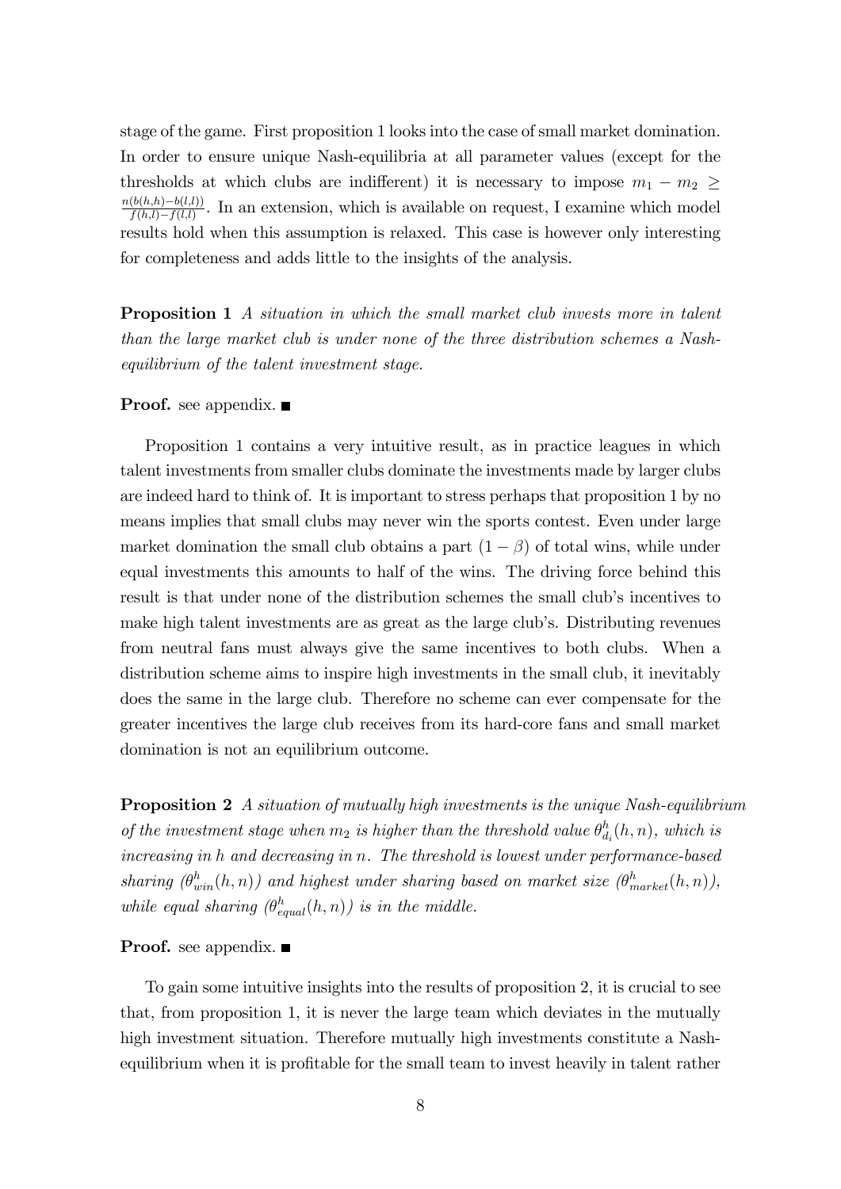stage of the game. First proposition 1 looks into the case of small market domination. In order to ensure unique Nash-equilibria at all parameter values (except for the thresholds at which clubs are indifferent) it is necessary to impose $m_1 - m_2 \geq \frac{n(b(h,h)-b(l,l))}{f(h,l)-f(l,l)}$. In an extension, which is available on request, I examine which model results hold when this assumption is relaxed. This case is however only interesting for completeness and adds little to the insights of the analysis.

**Proposition 1** *A situation in which the small market club invests more in talent than the large market club is under none of the three distribution schemes a Nash-equilibrium of the talent investment stage.*

**Proof.** see appendix. ■

Proposition 1 contains a very intuitive result, as in practice leagues in which talent investments from smaller clubs dominate the investments made by larger clubs are indeed hard to think of. It is important to stress perhaps that proposition 1 by no means implies that small clubs may never win the sports contest. Even under large market domination the small club obtains a part $(1 - \beta)$ of total wins, while under equal investments this amounts to half of the wins. The driving force behind this result is that under none of the distribution schemes the small club's incentives to make high talent investments are as great as the large club's. Distributing revenues from neutral fans must always give the same incentives to both clubs. When a distribution scheme aims to inspire high investments in the small club, it inevitably does the same in the large club. Therefore no scheme can ever compensate for the greater incentives the large club receives from its hard-core fans and small market domination is not an equilibrium outcome.

**Proposition 2** *A situation of mutually high investments is the unique Nash-equilibrium of the investment stage when $m_2$ is higher than the threshold value $\theta^h_{d_i}(h,n)$, which is increasing in $h$ and decreasing in $n$. The threshold is lowest under performance-based sharing ($\theta^h_{win}(h,n)$) and highest under sharing based on market size ($\theta^h_{market}(h,n)$), while equal sharing ($\theta^h_{equal}(h,n)$) is in the middle.*

**Proof.** see appendix. ■

To gain some intuitive insights into the results of proposition 2, it is crucial to see that, from proposition 1, it is never the large team which deviates in the mutually high investment situation. Therefore mutually high investments constitute a Nash-equilibrium when it is profitable for the small team to invest heavily in talent rather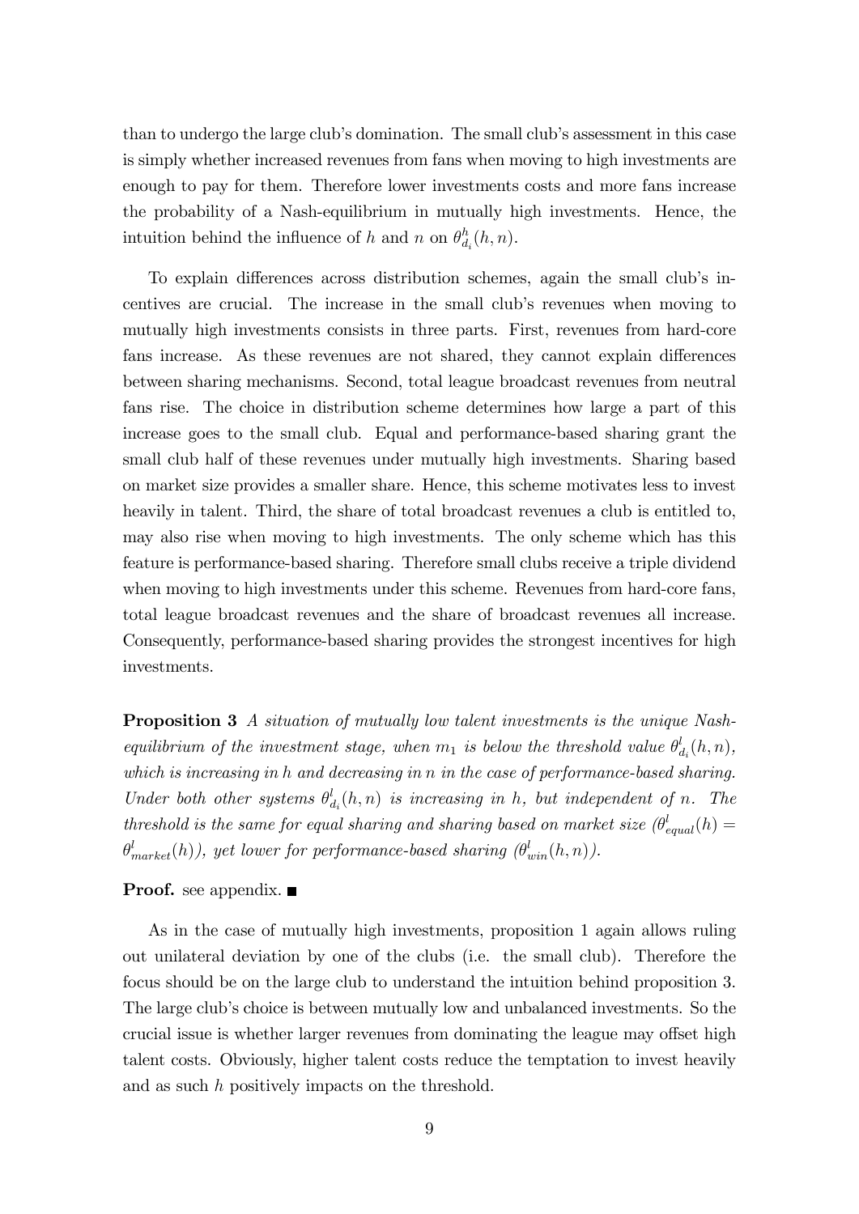than to undergo the large club's domination. The small club's assessment in this case is simply whether increased revenues from fans when moving to high investments are enough to pay for them. Therefore lower investments costs and more fans increase the probability of a Nash-equilibrium in mutually high investments. Hence, the intuition behind the influence of $h$ and $n$ on $\theta^{h}_{d_i}(h,n)$.

To explain differences across distribution schemes, again the small club's incentives are crucial. The increase in the small club's revenues when moving to mutually high investments consists in three parts. First, revenues from hard-core fans increase. As these revenues are not shared, they cannot explain differences between sharing mechanisms. Second, total league broadcast revenues from neutral fans rise. The choice in distribution scheme determines how large a part of this increase goes to the small club. Equal and performance-based sharing grant the small club half of these revenues under mutually high investments. Sharing based on market size provides a smaller share. Hence, this scheme motivates less to invest heavily in talent. Third, the share of total broadcast revenues a club is entitled to, may also rise when moving to high investments. The only scheme which has this feature is performance-based sharing. Therefore small clubs receive a triple dividend when moving to high investments under this scheme. Revenues from hard-core fans, total league broadcast revenues and the share of broadcast revenues all increase. Consequently, performance-based sharing provides the strongest incentives for high investments.

**Proposition 3** *A situation of mutually low talent investments is the unique Nash-equilibrium of the investment stage, when $m_1$ is below the threshold value $\theta^{l}_{d_i}(h,n)$, which is increasing in $h$ and decreasing in $n$ in the case of performance-based sharing. Under both other systems $\theta^{l}_{d_i}(h,n)$ is increasing in $h$, but independent of $n$. The threshold is the same for equal sharing and sharing based on market size ($\theta^{l}_{equal}(h) = \theta^{l}_{market}(h)$), yet lower for performance-based sharing ($\theta^{l}_{win}(h,n)$).*

**Proof.** see appendix. ■

As in the case of mutually high investments, proposition 1 again allows ruling out unilateral deviation by one of the clubs (i.e. the small club). Therefore the focus should be on the large club to understand the intuition behind proposition 3. The large club's choice is between mutually low and unbalanced investments. So the crucial issue is whether larger revenues from dominating the league may offset high talent costs. Obviously, higher talent costs reduce the temptation to invest heavily and as such $h$ positively impacts on the threshold.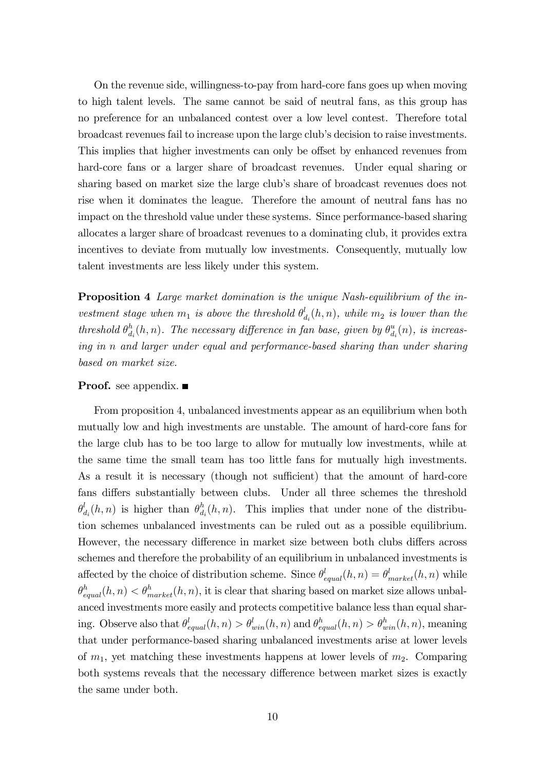On the revenue side, willingness-to-pay from hard-core fans goes up when moving to high talent levels. The same cannot be said of neutral fans, as this group has no preference for an unbalanced contest over a low level contest. Therefore total broadcast revenues fail to increase upon the large club's decision to raise investments. This implies that higher investments can only be offset by enhanced revenues from hard-core fans or a larger share of broadcast revenues. Under equal sharing or sharing based on market size the large club's share of broadcast revenues does not rise when it dominates the league. Therefore the amount of neutral fans has no impact on the threshold value under these systems. Since performance-based sharing allocates a larger share of broadcast revenues to a dominating club, it provides extra incentives to deviate from mutually low investments. Consequently, mutually low talent investments are less likely under this system.

**Proposition 4** *Large market domination is the unique Nash-equilibrium of the investment stage when $m_1$ is above the threshold $\theta^l_{d_i}(h,n)$, while $m_2$ is lower than the threshold $\theta^h_{d_i}(h,n)$. The necessary difference in fan base, given by $\theta^u_{d_i}(n)$, is increasing in $n$ and larger under equal and performance-based sharing than under sharing based on market size.*

**Proof.** see appendix. ■

From proposition 4, unbalanced investments appear as an equilibrium when both mutually low and high investments are unstable. The amount of hard-core fans for the large club has to be too large to allow for mutually low investments, while at the same time the small team has too little fans for mutually high investments. As a result it is necessary (though not sufficient) that the amount of hard-core fans differs substantially between clubs. Under all three schemes the threshold $\theta^l_{d_i}(h,n)$ is higher than $\theta^h_{d_i}(h,n)$. This implies that under none of the distribution schemes unbalanced investments can be ruled out as a possible equilibrium. However, the necessary difference in market size between both clubs differs across schemes and therefore the probability of an equilibrium in unbalanced investments is affected by the choice of distribution scheme. Since $\theta^l_{equal}(h,n) = \theta^l_{market}(h,n)$ while $\theta^h_{equal}(h,n) < \theta^h_{market}(h,n)$, it is clear that sharing based on market size allows unbalanced investments more easily and protects competitive balance less than equal sharing. Observe also that $\theta^l_{equal}(h,n) > \theta^l_{win}(h,n)$ and $\theta^h_{equal}(h,n) > \theta^h_{win}(h,n)$, meaning that under performance-based sharing unbalanced investments arise at lower levels of $m_1$, yet matching these investments happens at lower levels of $m_2$. Comparing both systems reveals that the necessary difference between market sizes is exactly the same under both.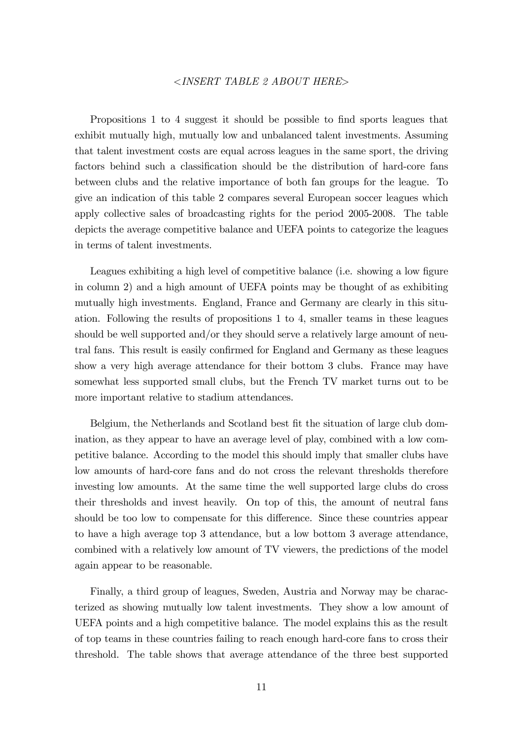*<INSERT TABLE 2 ABOUT HERE>*

Propositions 1 to 4 suggest it should be possible to find sports leagues that exhibit mutually high, mutually low and unbalanced talent investments. Assuming that talent investment costs are equal across leagues in the same sport, the driving factors behind such a classification should be the distribution of hard-core fans between clubs and the relative importance of both fan groups for the league. To give an indication of this table 2 compares several European soccer leagues which apply collective sales of broadcasting rights for the period 2005-2008. The table depicts the average competitive balance and UEFA points to categorize the leagues in terms of talent investments.

Leagues exhibiting a high level of competitive balance (i.e. showing a low figure in column 2) and a high amount of UEFA points may be thought of as exhibiting mutually high investments. England, France and Germany are clearly in this situation. Following the results of propositions 1 to 4, smaller teams in these leagues should be well supported and/or they should serve a relatively large amount of neutral fans. This result is easily confirmed for England and Germany as these leagues show a very high average attendance for their bottom 3 clubs. France may have somewhat less supported small clubs, but the French TV market turns out to be more important relative to stadium attendances.

Belgium, the Netherlands and Scotland best fit the situation of large club domination, as they appear to have an average level of play, combined with a low competitive balance. According to the model this should imply that smaller clubs have low amounts of hard-core fans and do not cross the relevant thresholds therefore investing low amounts. At the same time the well supported large clubs do cross their thresholds and invest heavily. On top of this, the amount of neutral fans should be too low to compensate for this difference. Since these countries appear to have a high average top 3 attendance, but a low bottom 3 average attendance, combined with a relatively low amount of TV viewers, the predictions of the model again appear to be reasonable.

Finally, a third group of leagues, Sweden, Austria and Norway may be characterized as showing mutually low talent investments. They show a low amount of UEFA points and a high competitive balance. The model explains this as the result of top teams in these countries failing to reach enough hard-core fans to cross their threshold. The table shows that average attendance of the three best supported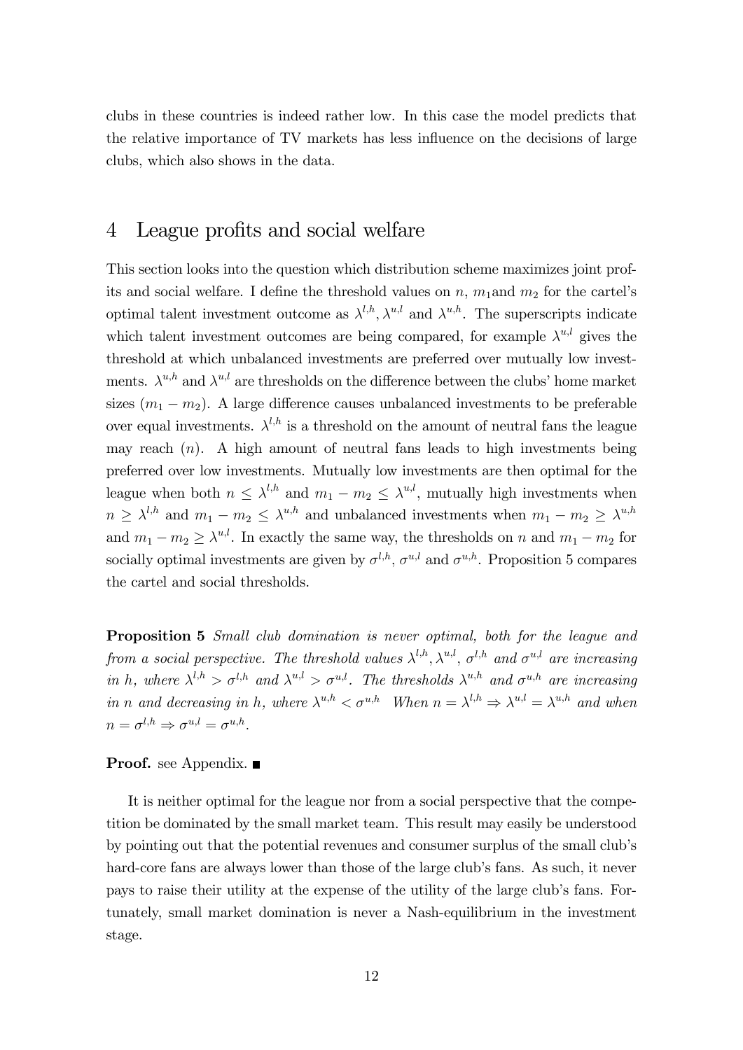clubs in these countries is indeed rather low. In this case the model predicts that the relative importance of TV markets has less influence on the decisions of large clubs, which also shows in the data.

# 4 League profits and social welfare

This section looks into the question which distribution scheme maximizes joint profits and social welfare. I define the threshold values on $n$, $m_1$and $m_2$ for the cartel's optimal talent investment outcome as $\lambda^{l,h}, \lambda^{u,l}$ and $\lambda^{u,h}$. The superscripts indicate which talent investment outcomes are being compared, for example $\lambda^{u,l}$ gives the threshold at which unbalanced investments are preferred over mutually low investments. $\lambda^{u,h}$ and $\lambda^{u,l}$ are thresholds on the difference between the clubs' home market sizes $(m_1 - m_2)$. A large difference causes unbalanced investments to be preferable over equal investments. $\lambda^{l,h}$ is a threshold on the amount of neutral fans the league may reach $(n)$. A high amount of neutral fans leads to high investments being preferred over low investments. Mutually low investments are then optimal for the league when both $n \leq \lambda^{l,h}$ and $m_1 - m_2 \leq \lambda^{u,l}$, mutually high investments when $n \geq \lambda^{l,h}$ and $m_1 - m_2 \leq \lambda^{u,h}$ and unbalanced investments when $m_1 - m_2 \geq \lambda^{u,h}$ and $m_1 - m_2 \geq \lambda^{u,l}$. In exactly the same way, the thresholds on $n$ and $m_1 - m_2$ for socially optimal investments are given by $\sigma^{l,h}$, $\sigma^{u,l}$ and $\sigma^{u,h}$. Proposition 5 compares the cartel and social thresholds.

**Proposition 5** *Small club domination is never optimal, both for the league and from a social perspective. The threshold values $\lambda^{l,h}, \lambda^{u,l}$, $\sigma^{l,h}$ and $\sigma^{u,l}$ are increasing in $h$, where $\lambda^{l,h} > \sigma^{l,h}$ and $\lambda^{u,l} > \sigma^{u,l}$. The thresholds $\lambda^{u,h}$ and $\sigma^{u,h}$ are increasing in $n$ and decreasing in $h$, where $\lambda^{u,h} < \sigma^{u,h}$ When $n = \lambda^{l,h} \Rightarrow \lambda^{u,l} = \lambda^{u,h}$ and when $n = \sigma^{l,h} \Rightarrow \sigma^{u,l} = \sigma^{u,h}$.*

**Proof.** see Appendix. ∎

It is neither optimal for the league nor from a social perspective that the competition be dominated by the small market team. This result may easily be understood by pointing out that the potential revenues and consumer surplus of the small club's hard-core fans are always lower than those of the large club's fans. As such, it never pays to raise their utility at the expense of the utility of the large club's fans. Fortunately, small market domination is never a Nash-equilibrium in the investment stage.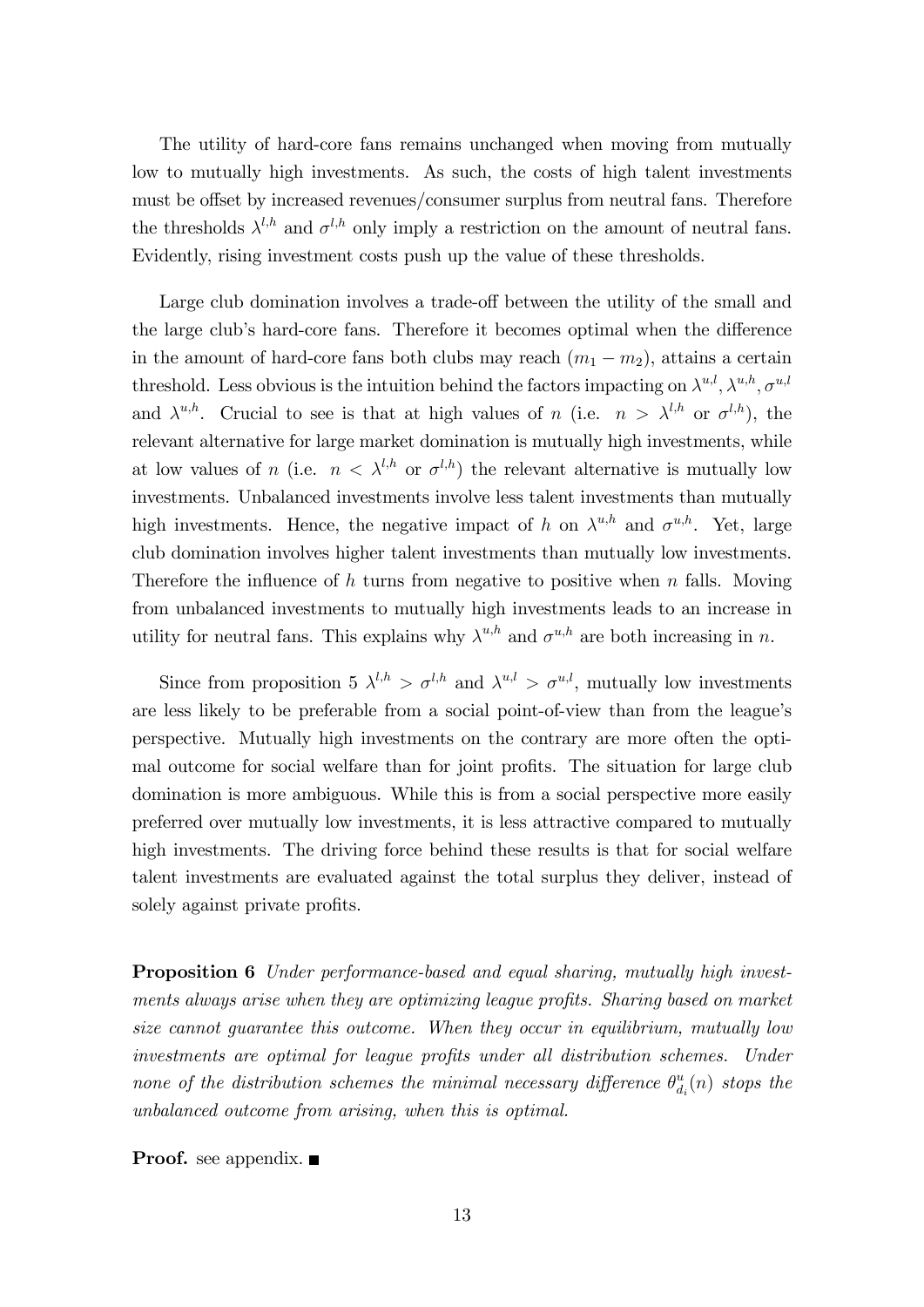The utility of hard-core fans remains unchanged when moving from mutually low to mutually high investments. As such, the costs of high talent investments must be offset by increased revenues/consumer surplus from neutral fans. Therefore the thresholds $\lambda^{l,h}$ and $\sigma^{l,h}$ only imply a restriction on the amount of neutral fans. Evidently, rising investment costs push up the value of these thresholds.

Large club domination involves a trade-off between the utility of the small and the large club's hard-core fans. Therefore it becomes optimal when the difference in the amount of hard-core fans both clubs may reach $(m_1 - m_2)$, attains a certain threshold. Less obvious is the intuition behind the factors impacting on $\lambda^{u,l}, \lambda^{u,h}, \sigma^{u,l}$ and $\lambda^{u,h}$. Crucial to see is that at high values of $n$ (i.e. $n > \lambda^{l,h}$ or $\sigma^{l,h}$), the relevant alternative for large market domination is mutually high investments, while at low values of $n$ (i.e. $n < \lambda^{l,h}$ or $\sigma^{l,h}$) the relevant alternative is mutually low investments. Unbalanced investments involve less talent investments than mutually high investments. Hence, the negative impact of $h$ on $\lambda^{u,h}$ and $\sigma^{u,h}$. Yet, large club domination involves higher talent investments than mutually low investments. Therefore the influence of $h$ turns from negative to positive when $n$ falls. Moving from unbalanced investments to mutually high investments leads to an increase in utility for neutral fans. This explains why $\lambda^{u,h}$ and $\sigma^{u,h}$ are both increasing in $n$.

Since from proposition 5 $\lambda^{l,h} > \sigma^{l,h}$ and $\lambda^{u,l} > \sigma^{u,l}$, mutually low investments are less likely to be preferable from a social point-of-view than from the league's perspective. Mutually high investments on the contrary are more often the optimal outcome for social welfare than for joint profits. The situation for large club domination is more ambiguous. While this is from a social perspective more easily preferred over mutually low investments, it is less attractive compared to mutually high investments. The driving force behind these results is that for social welfare talent investments are evaluated against the total surplus they deliver, instead of solely against private profits.

**Proposition 6** *Under performance-based and equal sharing, mutually high investments always arise when they are optimizing league profits. Sharing based on market size cannot guarantee this outcome. When they occur in equilibrium, mutually low investments are optimal for league profits under all distribution schemes. Under none of the distribution schemes the minimal necessary difference* $\theta^u_{d_i}(n)$ *stops the unbalanced outcome from arising, when this is optimal.*

**Proof.** see appendix. ■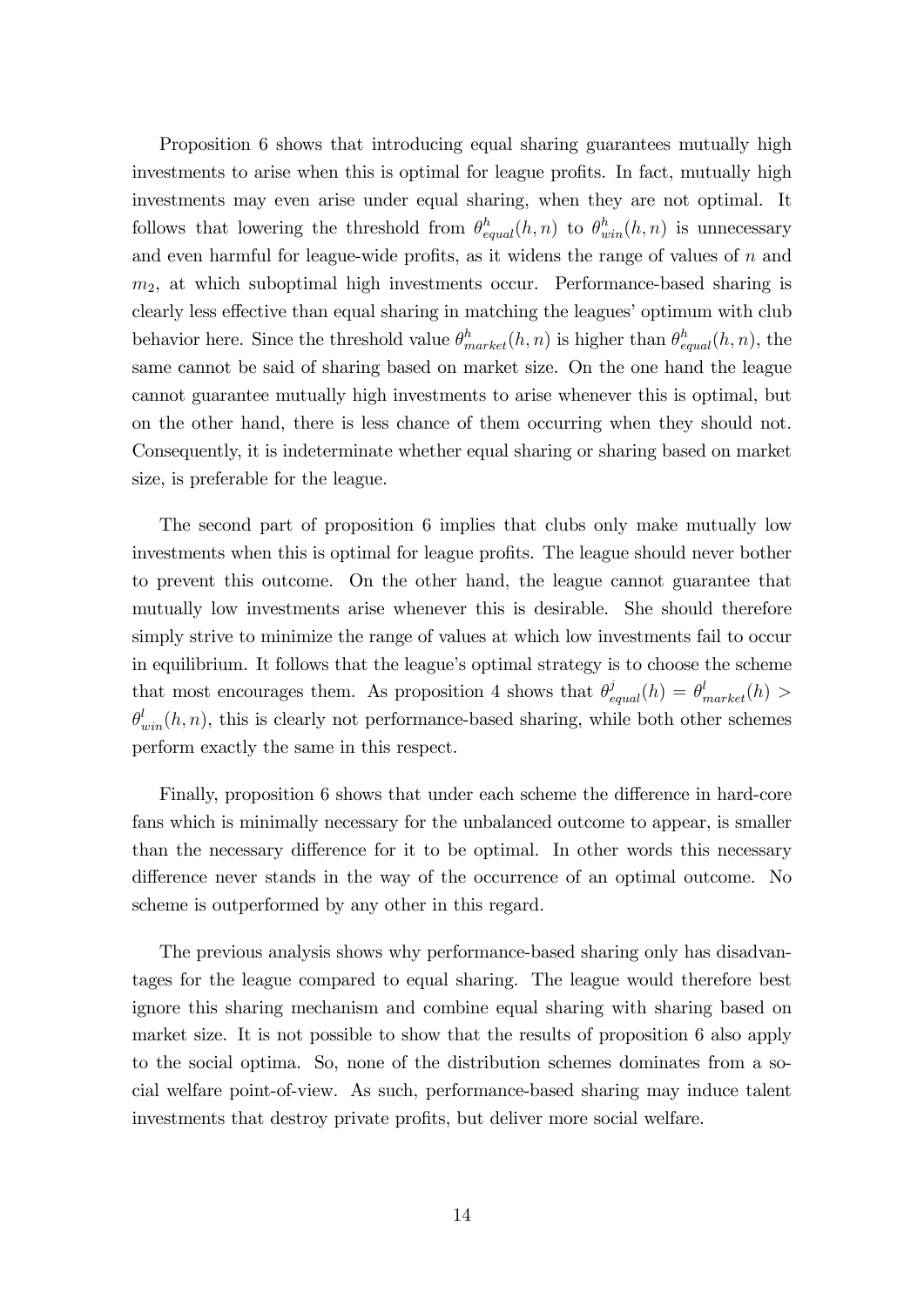Proposition 6 shows that introducing equal sharing guarantees mutually high investments to arise when this is optimal for league profits. In fact, mutually high investments may even arise under equal sharing, when they are not optimal. It follows that lowering the threshold from $\theta^h_{equal}(h,n)$ to $\theta^h_{win}(h,n)$ is unnecessary and even harmful for league-wide profits, as it widens the range of values of $n$ and $m_2$, at which suboptimal high investments occur. Performance-based sharing is clearly less effective than equal sharing in matching the leagues' optimum with club behavior here. Since the threshold value $\theta^h_{market}(h,n)$ is higher than $\theta^h_{equal}(h,n)$, the same cannot be said of sharing based on market size. On the one hand the league cannot guarantee mutually high investments to arise whenever this is optimal, but on the other hand, there is less chance of them occurring when they should not. Consequently, it is indeterminate whether equal sharing or sharing based on market size, is preferable for the league.

The second part of proposition 6 implies that clubs only make mutually low investments when this is optimal for league profits. The league should never bother to prevent this outcome. On the other hand, the league cannot guarantee that mutually low investments arise whenever this is desirable. She should therefore simply strive to minimize the range of values at which low investments fail to occur in equilibrium. It follows that the league's optimal strategy is to choose the scheme that most encourages them. As proposition 4 shows that $\theta^j_{equal}(h) = \theta^l_{market}(h) > \theta^l_{win}(h,n)$, this is clearly not performance-based sharing, while both other schemes perform exactly the same in this respect.

Finally, proposition 6 shows that under each scheme the difference in hard-core fans which is minimally necessary for the unbalanced outcome to appear, is smaller than the necessary difference for it to be optimal. In other words this necessary difference never stands in the way of the occurrence of an optimal outcome. No scheme is outperformed by any other in this regard.

The previous analysis shows why performance-based sharing only has disadvantages for the league compared to equal sharing. The league would therefore best ignore this sharing mechanism and combine equal sharing with sharing based on market size. It is not possible to show that the results of proposition 6 also apply to the social optima. So, none of the distribution schemes dominates from a social welfare point-of-view. As such, performance-based sharing may induce talent investments that destroy private profits, but deliver more social welfare.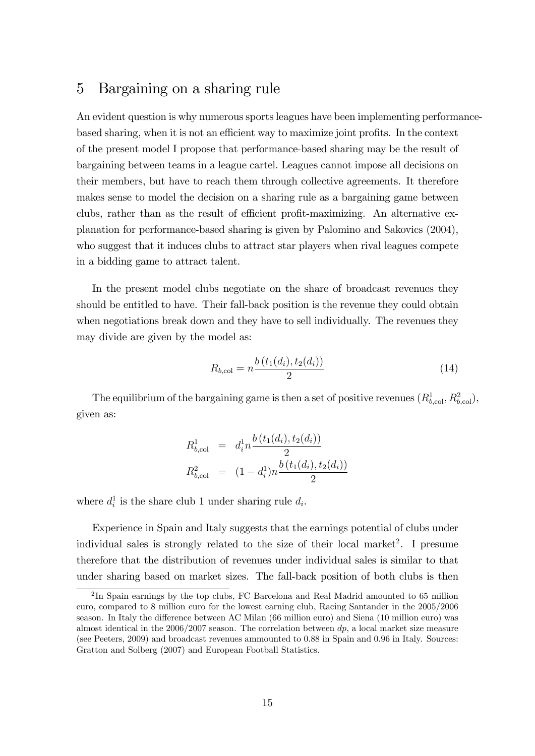## 5 Bargaining on a sharing rule

An evident question is why numerous sports leagues have been implementing performance-based sharing, when it is not an efficient way to maximize joint profits. In the context of the present model I propose that performance-based sharing may be the result of bargaining between teams in a league cartel. Leagues cannot impose all decisions on their members, but have to reach them through collective agreements. It therefore makes sense to model the decision on a sharing rule as a bargaining game between clubs, rather than as the result of efficient profit-maximizing. An alternative explanation for performance-based sharing is given by Palomino and Sakovics (2004), who suggest that it induces clubs to attract star players when rival leagues compete in a bidding game to attract talent.

In the present model clubs negotiate on the share of broadcast revenues they should be entitled to have. Their fall-back position is the revenue they could obtain when negotiations break down and they have to sell individually. The revenues they may divide are given by the model as:

$$R_{b,\text{col}} = n\frac{b\left(t_1(d_i), t_2(d_i)\right)}{2} \tag{14}$$

The equilibrium of the bargaining game is then a set of positive revenues $(R^1_{b,\text{col}}, R^2_{b,\text{col}})$, given as:

$$\begin{aligned} R^1_{b,\text{col}} &= d^1_i n\frac{b\left(t_1(d_i), t_2(d_i)\right)}{2} \\ R^2_{b,\text{col}} &= (1-d^1_i) n\frac{b\left(t_1(d_i), t_2(d_i)\right)}{2} \end{aligned}$$

where $d^1_i$ is the share club 1 under sharing rule $d_i$.

Experience in Spain and Italy suggests that the earnings potential of clubs under individual sales is strongly related to the size of their local market[2]. I presume therefore that the distribution of revenues under individual sales is similar to that under sharing based on market sizes. The fall-back position of both clubs is then

[2] In Spain earnings by the top clubs, FC Barcelona and Real Madrid amounted to 65 million euro, compared to 8 million euro for the lowest earning club, Racing Santander in the 2005/2006 season. In Italy the difference between AC Milan (66 million euro) and Siena (10 million euro) was almost identical in the 2006/2007 season. The correlation between $dp$, a local market size measure (see Peeters, 2009) and broadcast revenues ammounted to 0.88 in Spain and 0.96 in Italy. Sources: Gratton and Solberg (2007) and European Football Statistics.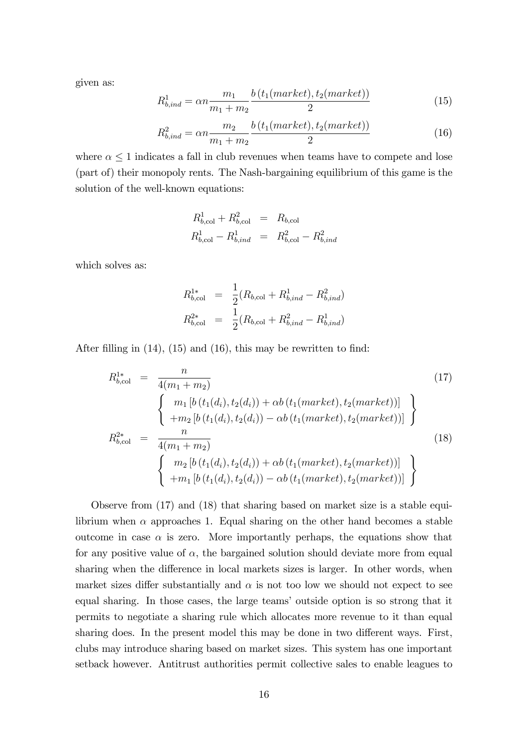given as:

$$R^1_{b,ind} = \alpha n \frac{m_1}{m_1+m_2} \frac{b\left(t_1(market), t_2(market)\right)}{2} \tag{15}$$

$$R^2_{b,ind} = \alpha n \frac{m_2}{m_1+m_2} \frac{b\left(t_1(market), t_2(market)\right)}{2} \tag{16}$$

where $\alpha \leq 1$ indicates a fall in club revenues when teams have to compete and lose (part of) their monopoly rents. The Nash-bargaining equilibrium of this game is the solution of the well-known equations:

$$\begin{aligned}
R^1_{b,\mathrm{col}} + R^2_{b,\mathrm{col}} &= R_{b,\mathrm{col}} \\
R^1_{b,\mathrm{col}} - R^1_{b,ind} &= R^2_{b,\mathrm{col}} - R^2_{b,ind}
\end{aligned}$$

which solves as:

$$\begin{aligned}
R^{1*}_{b,\mathrm{col}} &= \frac{1}{2}(R_{b,\mathrm{col}} + R^1_{b,ind} - R^2_{b,ind}) \\
R^{2*}_{b,\mathrm{col}} &= \frac{1}{2}(R_{b,\mathrm{col}} + R^2_{b,ind} - R^1_{b,ind})
\end{aligned}$$

After filling in (14), (15) and (16), this may be rewritten to find:

$$\begin{aligned}
R^{1*}_{b,\mathrm{col}} &= \frac{n}{4(m_1+m_2)} \\
&\quad \left\{ \begin{array}{c} m_1 \left[ b\left(t_1(d_i), t_2(d_i)\right) + \alpha b\left(t_1(market), t_2(market)\right)\right] \\ + m_2 \left[ b\left(t_1(d_i), t_2(d_i)\right) - \alpha b\left(t_1(market), t_2(market)\right)\right] \end{array} \right\}
\end{aligned} \tag{17}$$

$$\begin{aligned}
R^{2*}_{b,\mathrm{col}} &= \frac{n}{4(m_1+m_2)} \\
&\quad \left\{ \begin{array}{c} m_2 \left[ b\left(t_1(d_i), t_2(d_i)\right) + \alpha b\left(t_1(market), t_2(market)\right)\right] \\ + m_1 \left[ b\left(t_1(d_i), t_2(d_i)\right) - \alpha b\left(t_1(market), t_2(market)\right)\right] \end{array} \right\}
\end{aligned} \tag{18}$$

Observe from (17) and (18) that sharing based on market size is a stable equilibrium when $\alpha$ approaches 1. Equal sharing on the other hand becomes a stable outcome in case $\alpha$ is zero. More importantly perhaps, the equations show that for any positive value of $\alpha$, the bargained solution should deviate more from equal sharing when the difference in local markets sizes is larger. In other words, when market sizes differ substantially and $\alpha$ is not too low we should not expect to see equal sharing. In those cases, the large teams' outside option is so strong that it permits to negotiate a sharing rule which allocates more revenue to it than equal sharing does. In the present model this may be done in two different ways. First, clubs may introduce sharing based on market sizes. This system has one important setback however. Antitrust authorities permit collective sales to enable leagues to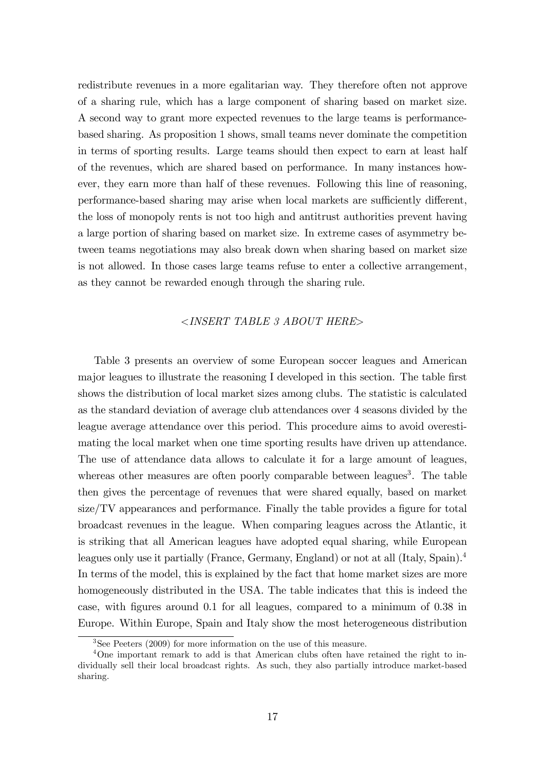redistribute revenues in a more egalitarian way. They therefore often not approve of a sharing rule, which has a large component of sharing based on market size. A second way to grant more expected revenues to the large teams is performance-based sharing. As proposition 1 shows, small teams never dominate the competition in terms of sporting results. Large teams should then expect to earn at least half of the revenues, which are shared based on performance. In many instances however, they earn more than half of these revenues. Following this line of reasoning, performance-based sharing may arise when local markets are sufficiently different, the loss of monopoly rents is not too high and antitrust authorities prevent having a large portion of sharing based on market size. In extreme cases of asymmetry between teams negotiations may also break down when sharing based on market size is not allowed. In those cases large teams refuse to enter a collective arrangement, as they cannot be rewarded enough through the sharing rule.

*<INSERT TABLE 3 ABOUT HERE>*

Table 3 presents an overview of some European soccer leagues and American major leagues to illustrate the reasoning I developed in this section. The table first shows the distribution of local market sizes among clubs. The statistic is calculated as the standard deviation of average club attendances over 4 seasons divided by the league average attendance over this period. This procedure aims to avoid overestimating the local market when one time sporting results have driven up attendance. The use of attendance data allows to calculate it for a large amount of leagues, whereas other measures are often poorly comparable between leagues[3]. The table then gives the percentage of revenues that were shared equally, based on market size/TV appearances and performance. Finally the table provides a figure for total broadcast revenues in the league. When comparing leagues across the Atlantic, it is striking that all American leagues have adopted equal sharing, while European leagues only use it partially (France, Germany, England) or not at all (Italy, Spain).[4] In terms of the model, this is explained by the fact that home market sizes are more homogeneously distributed in the USA. The table indicates that this is indeed the case, with figures around 0.1 for all leagues, compared to a minimum of 0.38 in Europe. Within Europe, Spain and Italy show the most heterogeneous distribution

[3] See Peeters (2009) for more information on the use of this measure.

[4] One important remark to add is that American clubs often have retained the right to individually sell their local broadcast rights. As such, they also partially introduce market-based sharing.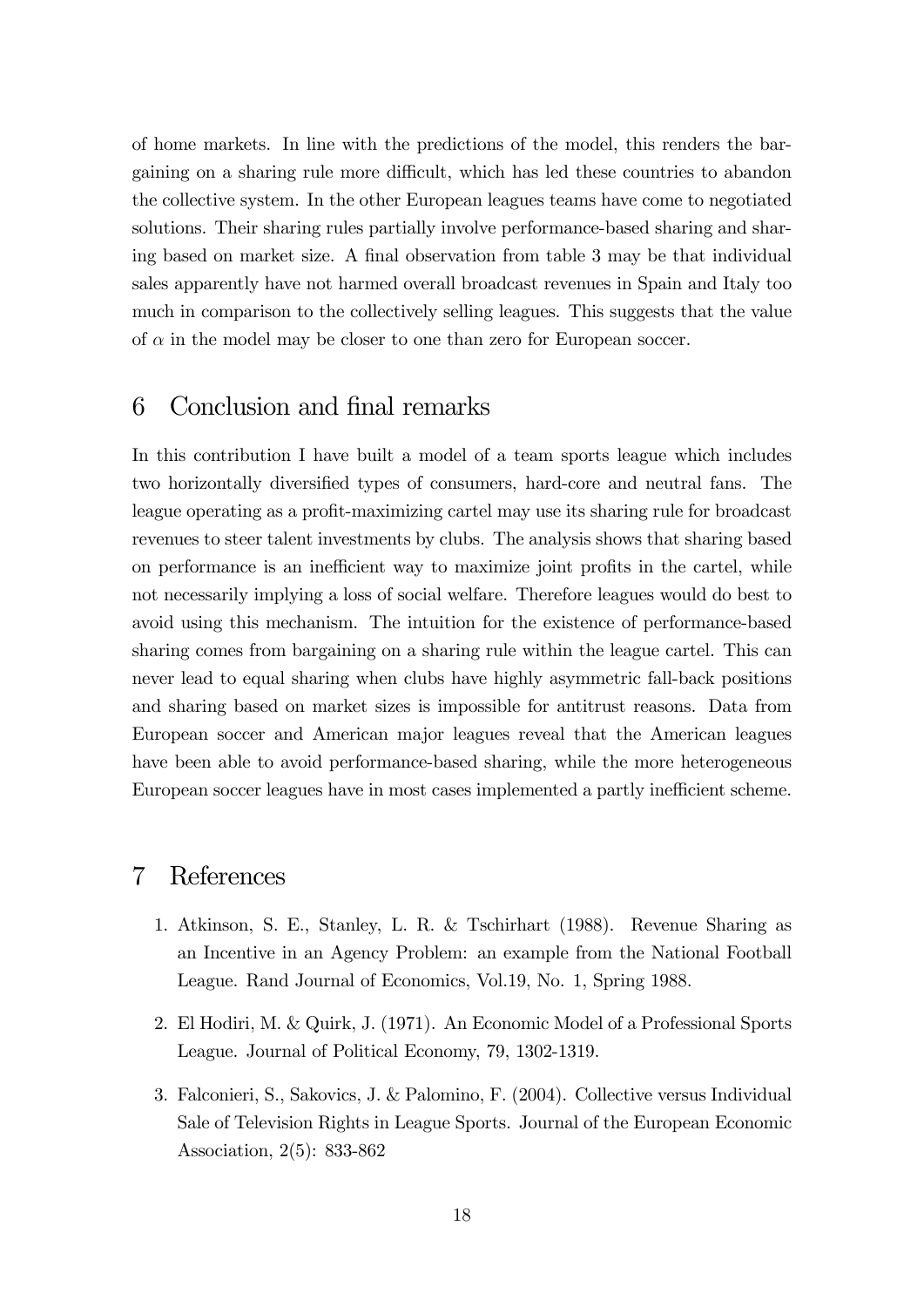of home markets. In line with the predictions of the model, this renders the bargaining on a sharing rule more difficult, which has led these countries to abandon the collective system. In the other European leagues teams have come to negotiated solutions. Their sharing rules partially involve performance-based sharing and sharing based on market size. A final observation from table 3 may be that individual sales apparently have not harmed overall broadcast revenues in Spain and Italy too much in comparison to the collectively selling leagues. This suggests that the value of $\alpha$ in the model may be closer to one than zero for European soccer.

## 6 Conclusion and final remarks

In this contribution I have built a model of a team sports league which includes two horizontally diversified types of consumers, hard-core and neutral fans. The league operating as a profit-maximizing cartel may use its sharing rule for broadcast revenues to steer talent investments by clubs. The analysis shows that sharing based on performance is an inefficient way to maximize joint profits in the cartel, while not necessarily implying a loss of social welfare. Therefore leagues would do best to avoid using this mechanism. The intuition for the existence of performance-based sharing comes from bargaining on a sharing rule within the league cartel. This can never lead to equal sharing when clubs have highly asymmetric fall-back positions and sharing based on market sizes is impossible for antitrust reasons. Data from European soccer and American major leagues reveal that the American leagues have been able to avoid performance-based sharing, while the more heterogeneous European soccer leagues have in most cases implemented a partly inefficient scheme.

## 7 References

1. Atkinson, S. E., Stanley, L. R. & Tschirhart (1988). Revenue Sharing as an Incentive in an Agency Problem: an example from the National Football League. Rand Journal of Economics, Vol.19, No. 1, Spring 1988.

2. El Hodiri, M. & Quirk, J. (1971). An Economic Model of a Professional Sports League. Journal of Political Economy, 79, 1302-1319.

3. Falconieri, S., Sakovics, J. & Palomino, F. (2004). Collective versus Individual Sale of Television Rights in League Sports. Journal of the European Economic Association, 2(5): 833-862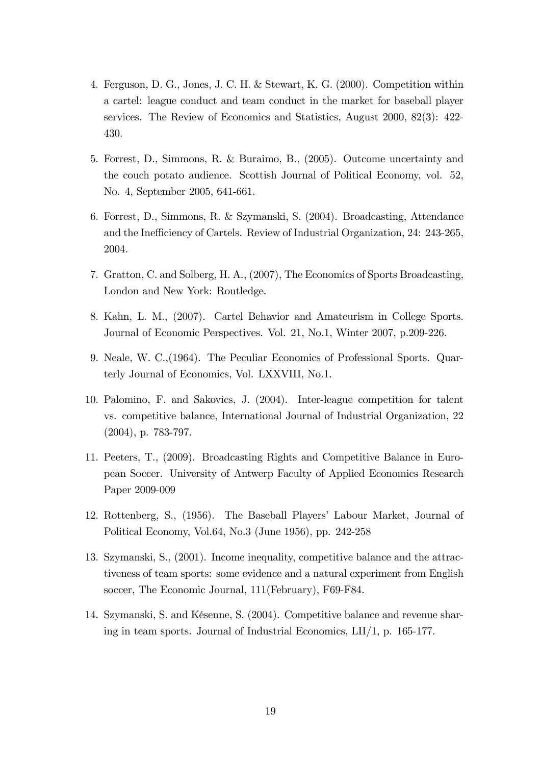4. Ferguson, D. G., Jones, J. C. H. & Stewart, K. G. (2000). Competition within a cartel: league conduct and team conduct in the market for baseball player services. The Review of Economics and Statistics, August 2000, 82(3): 422-430.

5. Forrest, D., Simmons, R. & Buraimo, B., (2005). Outcome uncertainty and the couch potato audience. Scottish Journal of Political Economy, vol. 52, No. 4, September 2005, 641-661.

6. Forrest, D., Simmons, R. & Szymanski, S. (2004). Broadcasting, Attendance and the Inefficiency of Cartels. Review of Industrial Organization, 24: 243-265, 2004.

7. Gratton, C. and Solberg, H. A., (2007), The Economics of Sports Broadcasting, London and New York: Routledge.

8. Kahn, L. M., (2007). Cartel Behavior and Amateurism in College Sports. Journal of Economic Perspectives. Vol. 21, No.1, Winter 2007, p.209-226.

9. Neale, W. C.,(1964). The Peculiar Economics of Professional Sports. Quarterly Journal of Economics, Vol. LXXVIII, No.1.

10. Palomino, F. and Sakovics, J. (2004). Inter-league competition for talent vs. competitive balance, International Journal of Industrial Organization, 22 (2004), p. 783-797.

11. Peeters, T., (2009). Broadcasting Rights and Competitive Balance in European Soccer. University of Antwerp Faculty of Applied Economics Research Paper 2009-009

12. Rottenberg, S., (1956). The Baseball Players' Labour Market, Journal of Political Economy, Vol.64, No.3 (June 1956), pp. 242-258

13. Szymanski, S., (2001). Income inequality, competitive balance and the attractiveness of team sports: some evidence and a natural experiment from English soccer, The Economic Journal, 111(February), F69-F84.

14. Szymanski, S. and Késenne, S. (2004). Competitive balance and revenue sharing in team sports. Journal of Industrial Economics, LII/1, p. 165-177.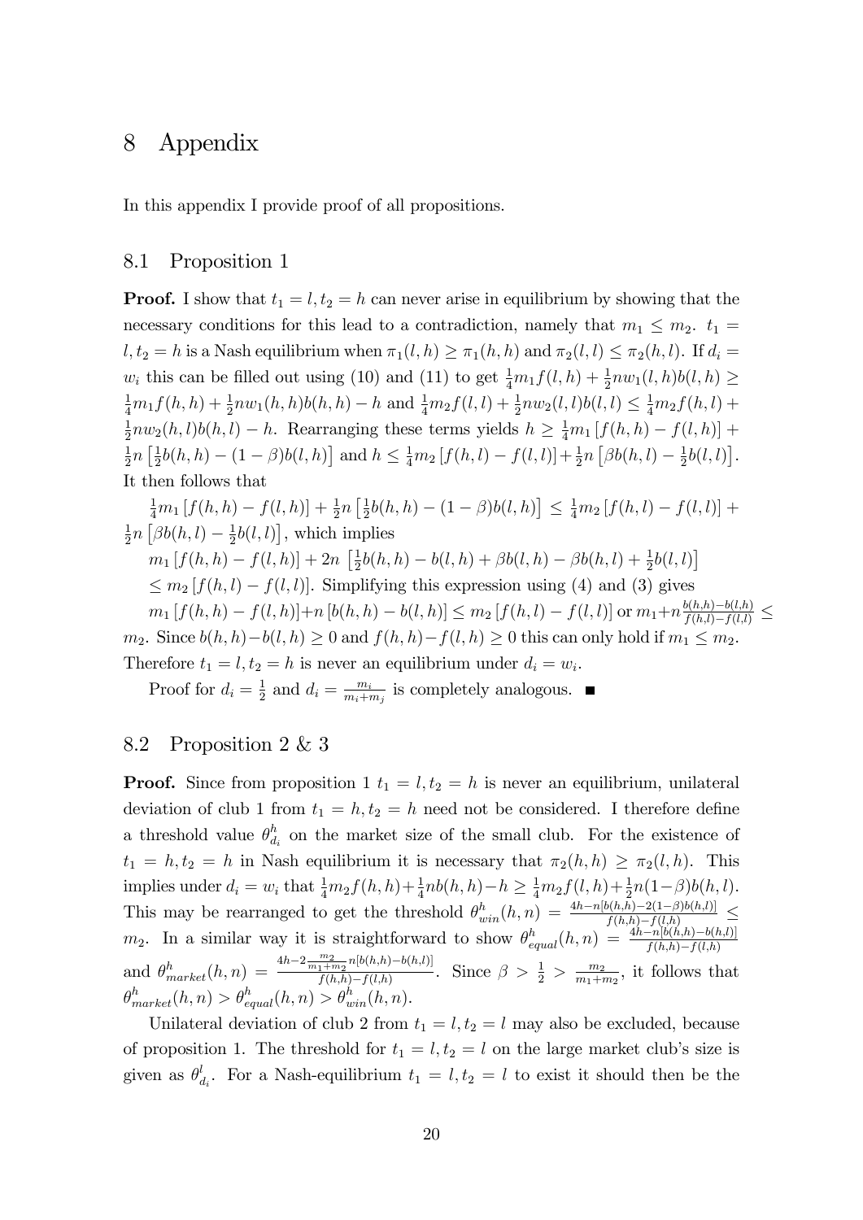# 8 Appendix

In this appendix I provide proof of all propositions.

## 8.1 Proposition 1

**Proof.** I show that $t_1 = l, t_2 = h$ can never arise in equilibrium by showing that the necessary conditions for this lead to a contradiction, namely that $m_1 \leq m_2$. $t_1 = l, t_2 = h$ is a Nash equilibrium when $\pi_1(l,h) \geq \pi_1(h,h)$ and $\pi_2(l,l) \leq \pi_2(h,l)$. If $d_i = w_i$ this can be filled out using (10) and (11) to get $\frac{1}{4}m_1 f(l,h) + \frac{1}{2}nw_1(l,h)b(l,h) \geq \frac{1}{4}m_1 f(h,h) + \frac{1}{2}nw_1(h,h)b(h,h) - h$ and $\frac{1}{4}m_2 f(l,l) + \frac{1}{2}nw_2(l,l)b(l,l) \leq \frac{1}{4}m_2 f(h,l) + \frac{1}{2}nw_2(h,l)b(h,l) - h$. Rearranging these terms yields $h \geq \frac{1}{4}m_1 [f(h,h) - f(l,h)] + \frac{1}{2}n\left[\frac{1}{2}b(h,h) - (1-\beta)b(l,h)\right]$ and $h \leq \frac{1}{4}m_2 [f(h,l) - f(l,l)] + \frac{1}{2}n\left[\beta b(h,l) - \frac{1}{2}b(l,l)\right]$. It then follows that

$\frac{1}{4}m_1 [f(h,h) - f(l,h)] + \frac{1}{2}n\left[\frac{1}{2}b(h,h) - (1-\beta)b(l,h)\right] \leq \frac{1}{4}m_2 [f(h,l) - f(l,l)] + \frac{1}{2}n\left[\beta b(h,l) - \frac{1}{2}b(l,l)\right]$, which implies

$m_1 [f(h,h) - f(l,h)] + 2n\left[\frac{1}{2}b(h,h) - b(l,h) + \beta b(l,h) - \beta b(h,l) + \frac{1}{2}b(l,l)\right]$

$\leq m_2 [f(h,l) - f(l,l)]$. Simplifying this expression using (4) and (3) gives

$m_1 [f(h,h) - f(l,h)] + n[b(h,h) - b(l,h)] \leq m_2 [f(h,l) - f(l,l)]$ or $m_1 + n\frac{b(h,h)-b(l,h)}{f(h,l)-f(l,l)} \leq m_2$. Since $b(h,h) - b(l,h) \geq 0$ and $f(h,h) - f(l,h) \geq 0$ this can only hold if $m_1 \leq m_2$. Therefore $t_1 = l, t_2 = h$ is never an equilibrium under $d_i = w_i$.

Proof for $d_i = \frac{1}{2}$ and $d_i = \frac{m_i}{m_i + m_j}$ is completely analogous. ■

## 8.2 Proposition 2 & 3

**Proof.** Since from proposition 1 $t_1 = l, t_2 = h$ is never an equilibrium, unilateral deviation of club 1 from $t_1 = h, t_2 = h$ need not be considered. I therefore define a threshold value $\theta^h_{d_i}$ on the market size of the small club. For the existence of $t_1 = h, t_2 = h$ in Nash equilibrium it is necessary that $\pi_2(h,h) \geq \pi_2(l,h)$. This implies under $d_i = w_i$ that $\frac{1}{4}m_2 f(h,h) + \frac{1}{4}nb(h,h) - h \geq \frac{1}{4}m_2 f(l,h) + \frac{1}{2}n(1-\beta)b(h,l)$. This may be rearranged to get the threshold $\theta^h_{win}(h,n) = \frac{4h - n[b(h,h) - 2(1-\beta)b(h,l)]}{f(h,h) - f(l,h)} \leq m_2$. In a similar way it is straightforward to show $\theta^h_{equal}(h,n) = \frac{4h - n[b(h,h) - b(h,l)]}{f(h,h) - f(l,h)}$ and $\theta^h_{market}(h,n) = \frac{4h - 2\frac{m_2}{m_1+m_2}n[b(h,h) - b(h,l)]}{f(h,h) - f(l,h)}$. Since $\beta > \frac{1}{2} > \frac{m_2}{m_1+m_2}$, it follows that $\theta^h_{market}(h,n) > \theta^h_{equal}(h,n) > \theta^h_{win}(h,n)$.

Unilateral deviation of club 2 from $t_1 = l, t_2 = l$ may also be excluded, because of proposition 1. The threshold for $t_1 = l, t_2 = l$ on the large market club's size is given as $\theta^l_{d_i}$. For a Nash-equilibrium $t_1 = l, t_2 = l$ to exist it should then be the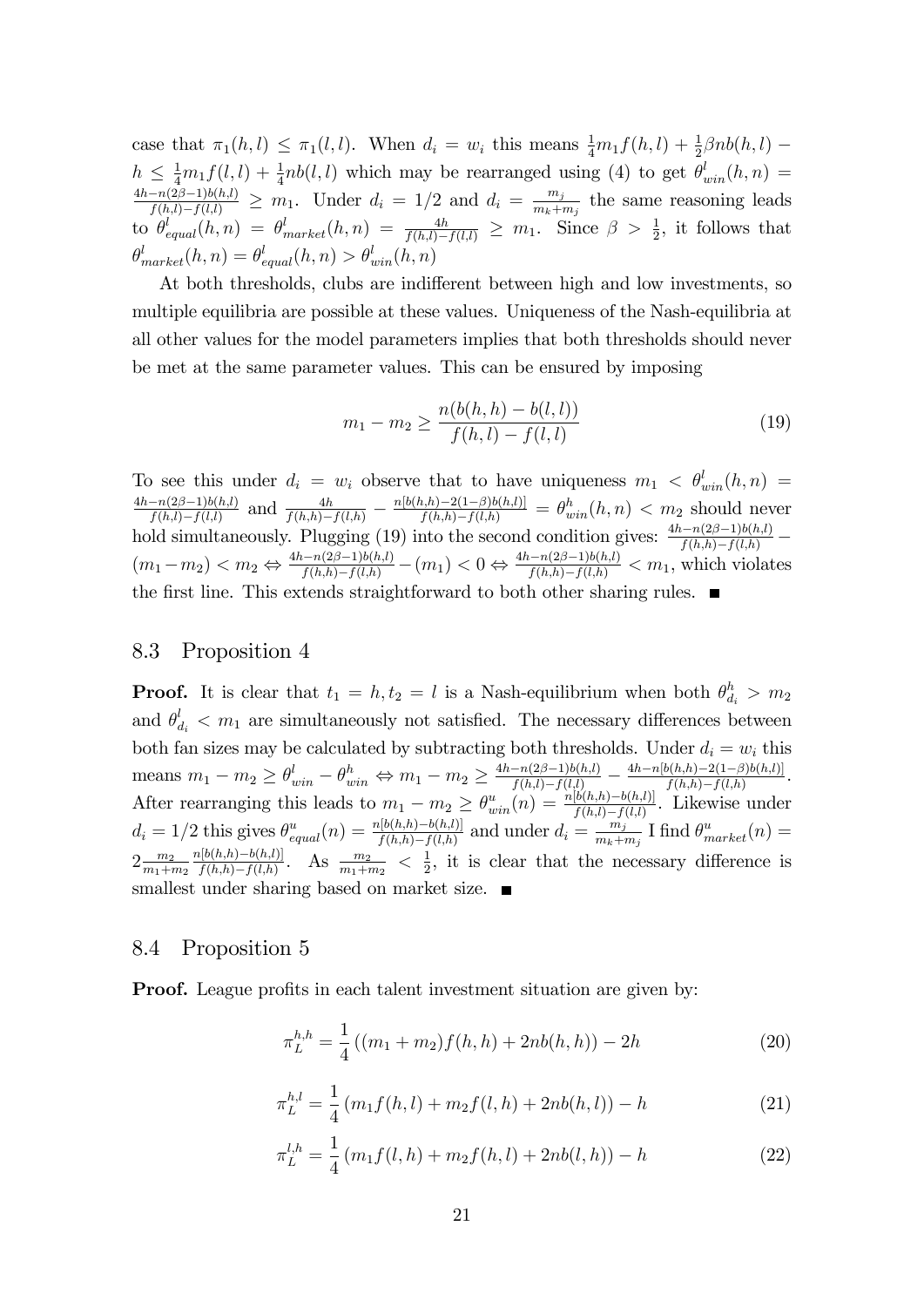case that $\pi_1(h,l) \leq \pi_1(l,l)$. When $d_i = w_i$ this means $\frac{1}{4}m_1 f(h,l) + \frac{1}{2}\beta n b(h,l) - h \leq \frac{1}{4}m_1 f(l,l) + \frac{1}{4}nb(l,l)$ which may be rearranged using (4) to get $\theta^l_{win}(h,n) = \frac{4h - n(2\beta-1)b(h,l)}{f(h,l)-f(l,l)} \geq m_1$. Under $d_i = 1/2$ and $d_i = \frac{m_j}{m_k+m_j}$ the same reasoning leads to $\theta^l_{equal}(h,n) = \theta^l_{market}(h,n) = \frac{4h}{f(h,l)-f(l,l)} \geq m_1$. Since $\beta > \frac{1}{2}$, it follows that $\theta^l_{market}(h,n) = \theta^l_{equal}(h,n) > \theta^l_{win}(h,n)$

At both thresholds, clubs are indifferent between high and low investments, so multiple equilibria are possible at these values. Uniqueness of the Nash-equilibria at all other values for the model parameters implies that both thresholds should never be met at the same parameter values. This can be ensured by imposing

$$m_1 - m_2 \geq \frac{n(b(h,h) - b(l,l))}{f(h,l) - f(l,l)} \tag{19}$$

To see this under $d_i = w_i$ observe that to have uniqueness $m_1 < \theta^l_{win}(h,n) = \frac{4h-n(2\beta-1)b(h,l)}{f(h,l)-f(l,l)}$ and $\frac{4h}{f(h,h)-f(l,h)} - \frac{n[b(h,h)-2(1-\beta)b(h,l)]}{f(h,h)-f(l,h)} = \theta^h_{win}(h,n) < m_2$ should never hold simultaneously. Plugging (19) into the second condition gives: $\frac{4h-n(2\beta-1)b(h,l)}{f(h,h)-f(l,h)} - (m_1 - m_2) < m_2 \Leftrightarrow \frac{4h-n(2\beta-1)b(h,l)}{f(h,h)-f(l,h)} - (m_1) < 0 \Leftrightarrow \frac{4h-n(2\beta-1)b(h,l)}{f(h,h)-f(l,h)} < m_1$, which violates the first line. This extends straightforward to both other sharing rules. ■

## 8.3 Proposition 4

**Proof.** It is clear that $t_1 = h, t_2 = l$ is a Nash-equilibrium when both $\theta^h_{d_i} > m_2$ and $\theta^l_{d_i} < m_1$ are simultaneously not satisfied. The necessary differences between both fan sizes may be calculated by subtracting both thresholds. Under $d_i = w_i$ this means $m_1 - m_2 \geq \theta^l_{win} - \theta^h_{win} \Leftrightarrow m_1 - m_2 \geq \frac{4h-n(2\beta-1)b(h,l)}{f(h,l)-f(l,l)} - \frac{4h-n[b(h,h)-2(1-\beta)b(h,l)]}{f(h,h)-f(l,h)}$. After rearranging this leads to $m_1 - m_2 \geq \theta^u_{win}(n) = \frac{n[b(h,h)-b(h,l)]}{f(h,l)-f(l,l)}$. Likewise under $d_i = 1/2$ this gives $\theta^u_{equal}(n) = \frac{n[b(h,h)-b(h,l)]}{f(h,h)-f(l,h)}$ and under $d_i = \frac{m_j}{m_k+m_j}$ I find $\theta^u_{market}(n) = 2\frac{m_2}{m_1+m_2}\frac{n[b(h,h)-b(h,l)]}{f(h,h)-f(l,h)}$. As $\frac{m_2}{m_1+m_2} < \frac{1}{2}$, it is clear that the necessary difference is smallest under sharing based on market size. ■

## 8.4 Proposition 5

**Proof.** League profits in each talent investment situation are given by:

$$\pi^{h,h}_L = \frac{1}{4}\left((m_1 + m_2)f(h,h) + 2nb(h,h)\right) - 2h \tag{20}$$

$$\pi^{h,l}_L = \frac{1}{4}\left(m_1 f(h,l) + m_2 f(l,h) + 2nb(h,l)\right) - h \tag{21}$$

$$\pi^{l,h}_L = \frac{1}{4}\left(m_1 f(l,h) + m_2 f(h,l) + 2nb(l,h)\right) - h \tag{22}$$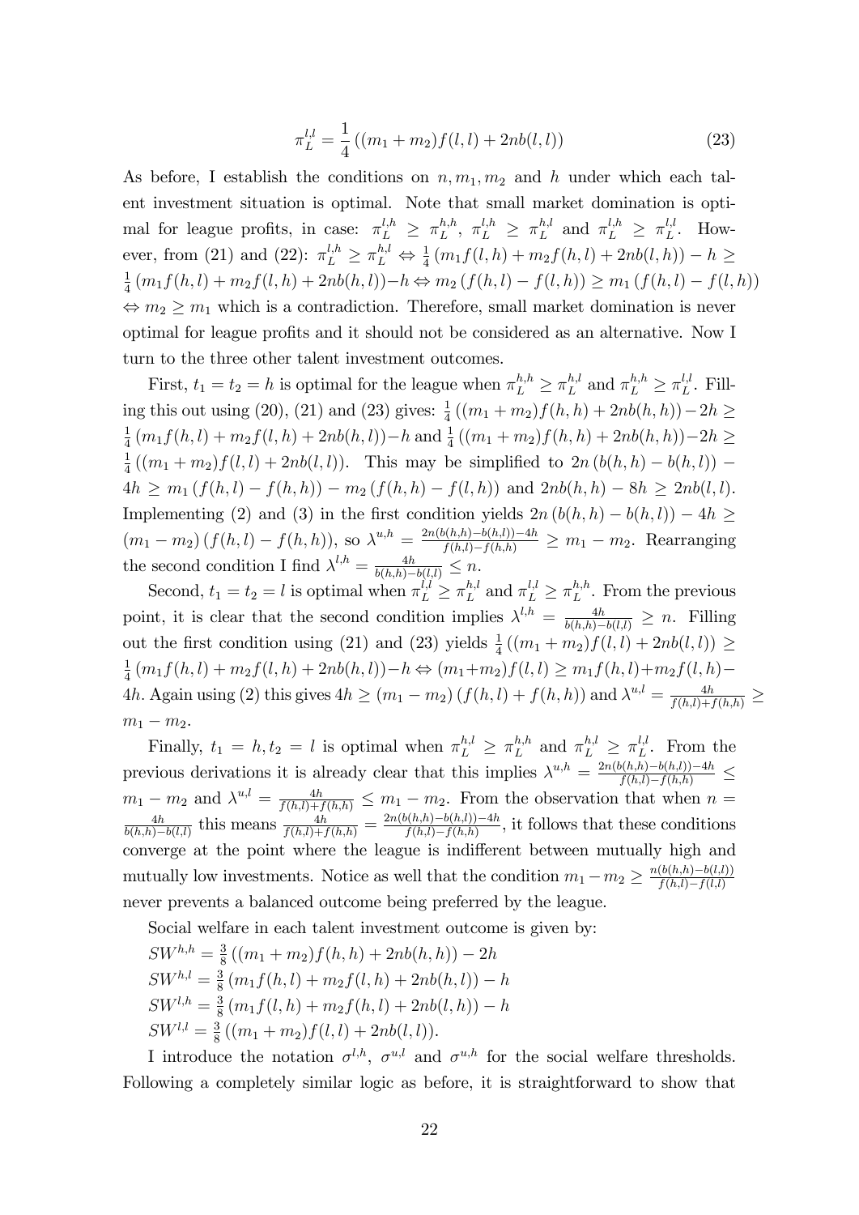$$\pi_L^{l,l} = \frac{1}{4}\left((m_1 + m_2)f(l,l) + 2nb(l,l)\right) \tag{23}$$

As before, I establish the conditions on $n, m_1, m_2$ and $h$ under which each talent investment situation is optimal. Note that small market domination is optimal for league profits, in case: $\pi_L^{l,h} \geq \pi_L^{h,h}$, $\pi_L^{l,h} \geq \pi_L^{h,l}$ and $\pi_L^{l,h} \geq \pi_L^{l,l}$. However, from (21) and (22): $\pi_L^{l,h} \geq \pi_L^{h,l} \Leftrightarrow \frac{1}{4}\left(m_1 f(l,h) + m_2 f(h,l) + 2nb(l,h)\right) - h \geq \frac{1}{4}\left(m_1 f(h,l) + m_2 f(l,h) + 2nb(h,l)\right) - h \Leftrightarrow m_2\left(f(h,l) - f(l,h)\right) \geq m_1\left(f(h,l) - f(l,h)\right)$ $\Leftrightarrow m_2 \geq m_1$ which is a contradiction. Therefore, small market domination is never optimal for league profits and it should not be considered as an alternative. Now I turn to the three other talent investment outcomes.

First, $t_1 = t_2 = h$ is optimal for the league when $\pi_L^{h,h} \geq \pi_L^{h,l}$ and $\pi_L^{h,h} \geq \pi_L^{l,l}$. Filling this out using (20), (21) and (23) gives: $\frac{1}{4}\left((m_1 + m_2)f(h,h) + 2nb(h,h)\right) - 2h \geq \frac{1}{4}\left(m_1 f(h,l) + m_2 f(l,h) + 2nb(h,l)\right) - h$ and $\frac{1}{4}\left((m_1 + m_2)f(h,h) + 2nb(h,h)\right) - 2h \geq \frac{1}{4}\left((m_1 + m_2)f(l,l) + 2nb(l,l)\right)$. This may be simplified to $2n\left(b(h,h) - b(h,l)\right) - 4h \geq m_1\left(f(h,l) - f(h,h)\right) - m_2\left(f(h,h) - f(l,h)\right)$ and $2nb(h,h) - 8h \geq 2nb(l,l)$. Implementing (2) and (3) in the first condition yields $2n\left(b(h,h) - b(h,l)\right) - 4h \geq (m_1 - m_2)\left(f(h,l) - f(h,h)\right)$, so $\lambda^{u,h} = \frac{2n(b(h,h) - b(h,l)) - 4h}{f(h,l) - f(h,h)} \geq m_1 - m_2$. Rearranging the second condition I find $\lambda^{l,h} = \frac{4h}{b(h,h) - b(l,l)} \leq n$.

Second, $t_1 = t_2 = l$ is optimal when $\pi_L^{l,l} \geq \pi_L^{h,l}$ and $\pi_L^{l,l} \geq \pi_L^{h,h}$. From the previous point, it is clear that the second condition implies $\lambda^{l,h} = \frac{4h}{b(h,h) - b(l,l)} \geq n$. Filling out the first condition using (21) and (23) yields $\frac{1}{4}\left((m_1 + m_2)f(l,l) + 2nb(l,l)\right) \geq \frac{1}{4}\left(m_1 f(h,l) + m_2 f(l,h) + 2nb(h,l)\right) - h \Leftrightarrow (m_1 + m_2)f(l,l) \geq m_1 f(h,l) + m_2 f(l,h) - 4h$. Again using (2) this gives $4h \geq (m_1 - m_2)\left(f(h,l) + f(h,h)\right)$ and $\lambda^{u,l} = \frac{4h}{f(h,l) + f(h,h)} \geq m_1 - m_2$.

Finally, $t_1 = h, t_2 = l$ is optimal when $\pi_L^{h,l} \geq \pi_L^{h,h}$ and $\pi_L^{h,l} \geq \pi_L^{l,l}$. From the previous derivations it is already clear that this implies $\lambda^{u,h} = \frac{2n(b(h,h) - b(h,l)) - 4h}{f(h,l) - f(h,h)} \leq m_1 - m_2$ and $\lambda^{u,l} = \frac{4h}{f(h,l) + f(h,h)} \leq m_1 - m_2$. From the observation that when $n = \frac{4h}{b(h,h) - b(l,l)}$ this means $\frac{4h}{f(h,l) + f(h,h)} = \frac{2n(b(h,h) - b(h,l)) - 4h}{f(h,l) - f(h,h)}$, it follows that these conditions converge at the point where the league is indifferent between mutually high and mutually low investments. Notice as well that the condition $m_1 - m_2 \geq \frac{n(b(h,h) - b(l,l))}{f(h,l) - f(l,l)}$ never prevents a balanced outcome being preferred by the league.

Social welfare in each talent investment outcome is given by:

$SW^{h,h} = \frac{3}{8}\left((m_1 + m_2)f(h,h) + 2nb(h,h)\right) - 2h$
$SW^{h,l} = \frac{3}{8}\left(m_1 f(h,l) + m_2 f(l,h) + 2nb(h,l)\right) - h$
$SW^{l,h} = \frac{3}{8}\left(m_1 f(l,h) + m_2 f(h,l) + 2nb(l,h)\right) - h$
$SW^{l,l} = \frac{3}{8}\left((m_1 + m_2)f(l,l) + 2nb(l,l)\right)$.

I introduce the notation $\sigma^{l,h}$, $\sigma^{u,l}$ and $\sigma^{u,h}$ for the social welfare thresholds. Following a completely similar logic as before, it is straightforward to show that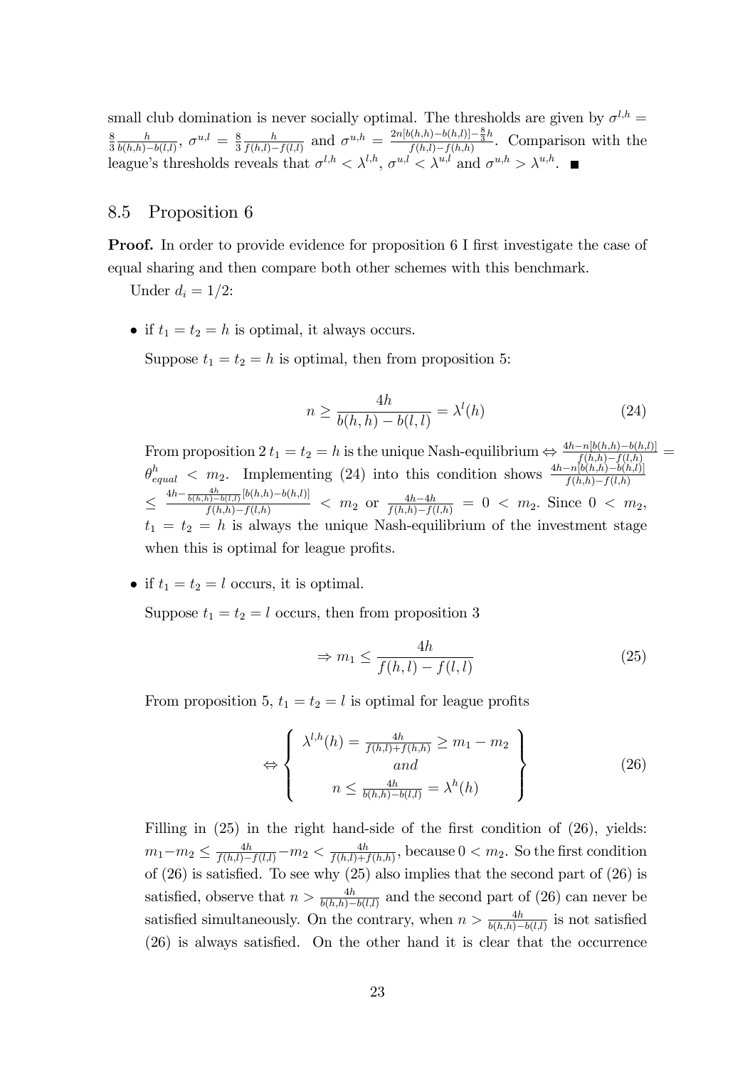small club domination is never socially optimal. The thresholds are given by $\sigma^{l,h} = \frac{8}{3}\frac{h}{b(h,h)-b(l,l)}$, $\sigma^{u,l} = \frac{8}{3}\frac{h}{f(h,l)-f(l,l)}$ and $\sigma^{u,h} = \frac{2n[b(h,h)-b(h,l)]-\frac{8}{3}h}{f(h,l)-f(h,h)}$. Comparison with the league's thresholds reveals that $\sigma^{l,h} < \lambda^{l,h}$, $\sigma^{u,l} < \lambda^{u,l}$ and $\sigma^{u,h} > \lambda^{u,h}$. ■

## 8.5 Proposition 6

**Proof.** In order to provide evidence for proposition 6 I first investigate the case of equal sharing and then compare both other schemes with this benchmark.

Under $d_i = 1/2$:

- if $t_1 = t_2 = h$ is optimal, it always occurs.

  Suppose $t_1 = t_2 = h$ is optimal, then from proposition 5:

$$n \geq \frac{4h}{b(h,h)-b(l,l)} = \lambda^l(h) \tag{24}$$

  From proposition 2 $t_1 = t_2 = h$ is the unique Nash-equilibrium $\Leftrightarrow \frac{4h-n[b(h,h)-b(h,l)]}{f(h,h)-f(l,h)} = \theta^h_{equal} < m_2$. Implementing (24) into this condition shows $\frac{4h-n[b(h,h)-b(h,l)]}{f(h,h)-f(l,h)} \leq \frac{4h-\frac{4h}{b(h,h)-b(l,l)}[b(h,h)-b(h,l)]}{f(h,h)-f(l,h)} < m_2$ or $\frac{4h-4h}{f(h,h)-f(l,h)} = 0 < m_2$. Since $0 < m_2$, $t_1 = t_2 = h$ is always the unique Nash-equilibrium of the investment stage when this is optimal for league profits.

- if $t_1 = t_2 = l$ occurs, it is optimal.

  Suppose $t_1 = t_2 = l$ occurs, then from proposition 3

$$\Rightarrow m_1 \leq \frac{4h}{f(h,l)-f(l,l)} \tag{25}$$

  From proposition 5, $t_1 = t_2 = l$ is optimal for league profits

$$\Leftrightarrow \left\{ \begin{array}{c} \lambda^{l,h}(h) = \frac{4h}{f(h,l)+f(h,h)} \geq m_1 - m_2 \\ and \\ n \leq \frac{4h}{b(h,h)-b(l,l)} = \lambda^h(h) \end{array} \right\} \tag{26}$$

  Filling in (25) in the right hand-side of the first condition of (26), yields: $m_1 - m_2 \leq \frac{4h}{f(h,l)-f(l,l)} - m_2 < \frac{4h}{f(h,l)+f(h,h)}$, because $0 < m_2$. So the first condition of (26) is satisfied. To see why (25) also implies that the second part of (26) is satisfied, observe that $n > \frac{4h}{b(h,h)-b(l,l)}$ and the second part of (26) can never be satisfied simultaneously. On the contrary, when $n > \frac{4h}{b(h,h)-b(l,l)}$ is not satisfied (26) is always satisfied. On the other hand it is clear that the occurrence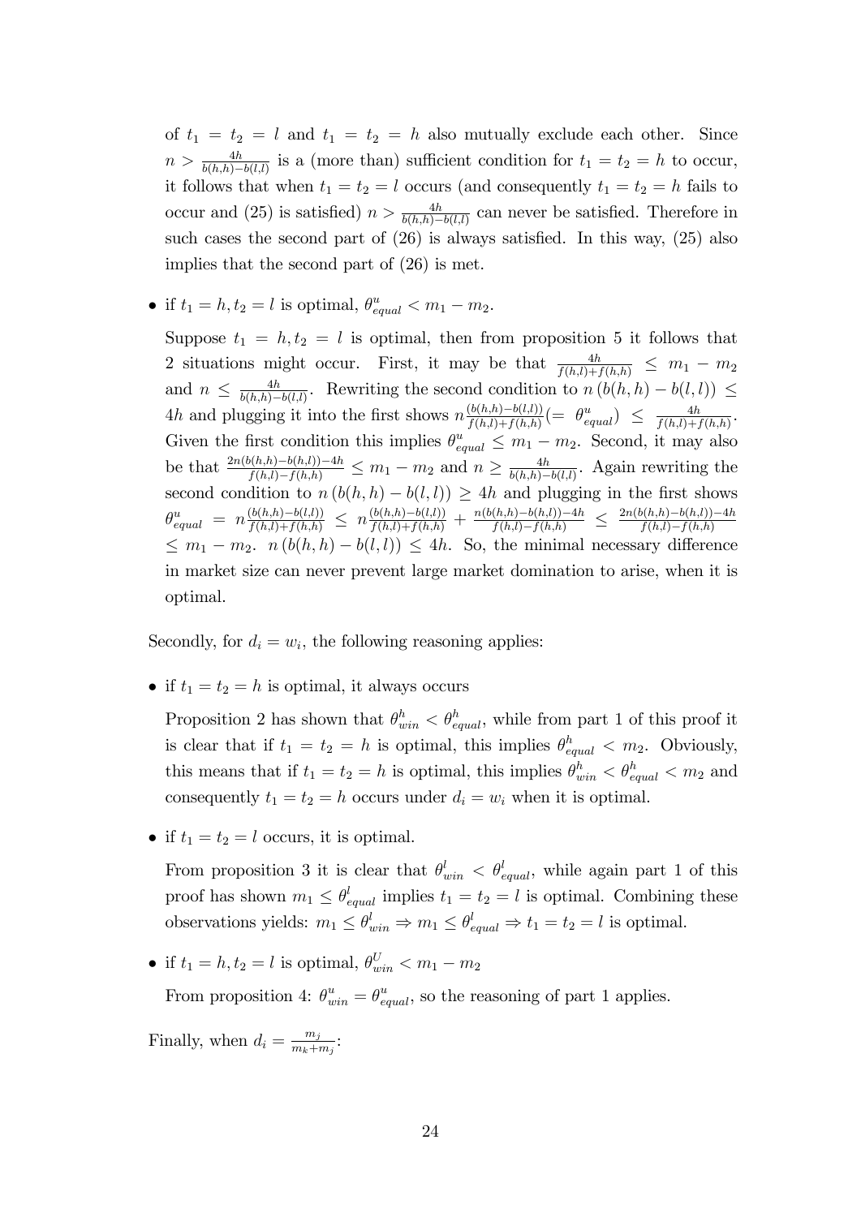of $t_1 = t_2 = l$ and $t_1 = t_2 = h$ also mutually exclude each other. Since $n > \frac{4h}{b(h,h)-b(l,l)}$ is a (more than) sufficient condition for $t_1 = t_2 = h$ to occur, it follows that when $t_1 = t_2 = l$ occurs (and consequently $t_1 = t_2 = h$ fails to occur and (25) is satisfied) $n > \frac{4h}{b(h,h)-b(l,l)}$ can never be satisfied. Therefore in such cases the second part of (26) is always satisfied. In this way, (25) also implies that the second part of (26) is met.

- if $t_1 = h, t_2 = l$ is optimal, $\theta^u_{equal} < m_1 - m_2$.

  Suppose $t_1 = h, t_2 = l$ is optimal, then from proposition 5 it follows that 2 situations might occur. First, it may be that $\frac{4h}{f(h,l)+f(h,h)} \leq m_1 - m_2$ and $n \leq \frac{4h}{b(h,h)-b(l,l)}$. Rewriting the second condition to $n\,(b(h,h) - b(l,l)) \leq 4h$ and plugging it into the first shows $n\frac{(b(h,h)-b(l,l))}{f(h,l)+f(h,h)}(= \theta^u_{equal}) \leq \frac{4h}{f(h,l)+f(h,h)}$. Given the first condition this implies $\theta^u_{equal} \leq m_1 - m_2$. Second, it may also be that $\frac{2n(b(h,h)-b(h,l))-4h}{f(h,l)-f(h,h)} \leq m_1 - m_2$ and $n \geq \frac{4h}{b(h,h)-b(l,l)}$. Again rewriting the second condition to $n\,(b(h,h) - b(l,l)) \geq 4h$ and plugging in the first shows $\theta^u_{equal} = n\frac{(b(h,h)-b(l,l))}{f(h,l)+f(h,h)} \leq n\frac{(b(h,h)-b(l,l))}{f(h,l)+f(h,h)} + \frac{n(b(h,h)-b(h,l))-4h}{f(h,l)-f(h,h)} \leq \frac{2n(b(h,h)-b(h,l))-4h}{f(h,l)-f(h,h)}$ $\leq m_1 - m_2$. $n\,(b(h,h) - b(l,l)) \leq 4h$. So, the minimal necessary difference in market size can never prevent large market domination to arise, when it is optimal.

Secondly, for $d_i = w_i$, the following reasoning applies:

- if $t_1 = t_2 = h$ is optimal, it always occurs

  Proposition 2 has shown that $\theta^h_{win} < \theta^h_{equal}$, while from part 1 of this proof it is clear that if $t_1 = t_2 = h$ is optimal, this implies $\theta^h_{equal} < m_2$. Obviously, this means that if $t_1 = t_2 = h$ is optimal, this implies $\theta^h_{win} < \theta^h_{equal} < m_2$ and consequently $t_1 = t_2 = h$ occurs under $d_i = w_i$ when it is optimal.

- if $t_1 = t_2 = l$ occurs, it is optimal.

  From proposition 3 it is clear that $\theta^l_{win} < \theta^l_{equal}$, while again part 1 of this proof has shown $m_1 \leq \theta^l_{equal}$ implies $t_1 = t_2 = l$ is optimal. Combining these observations yields: $m_1 \leq \theta^l_{win} \Rightarrow m_1 \leq \theta^l_{equal} \Rightarrow t_1 = t_2 = l$ is optimal.

- if $t_1 = h, t_2 = l$ is optimal, $\theta^U_{win} < m_1 - m_2$

  From proposition 4: $\theta^u_{win} = \theta^u_{equal}$, so the reasoning of part 1 applies.

Finally, when $d_i = \frac{m_j}{m_k+m_j}$: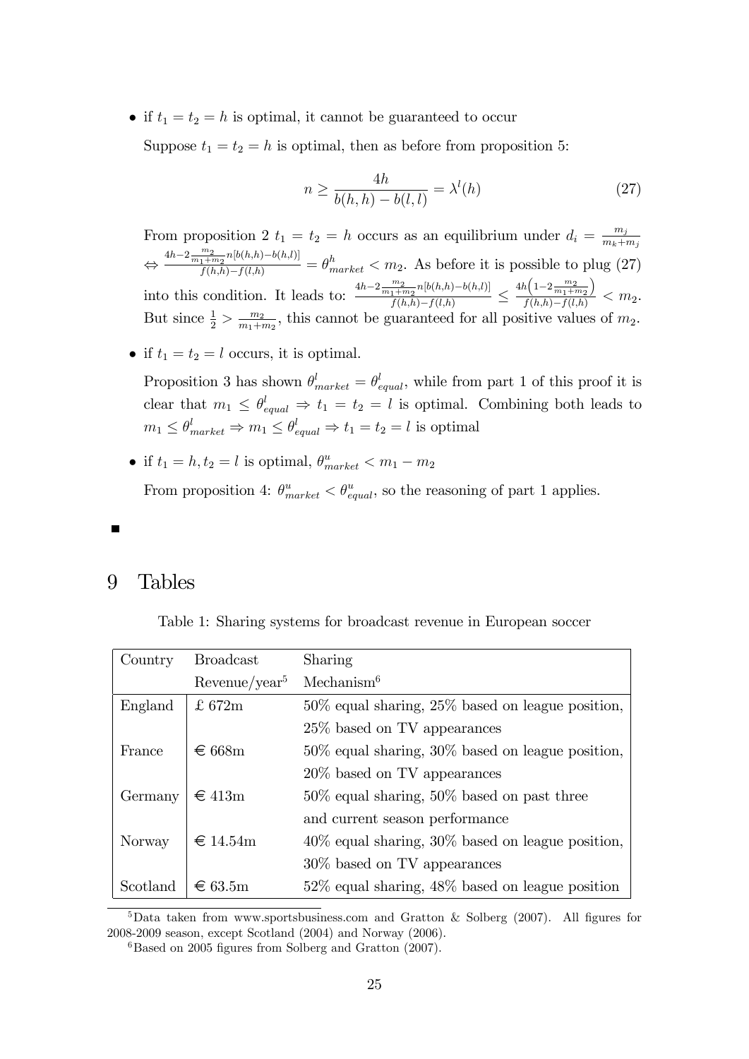- if $t_1 = t_2 = h$ is optimal, it cannot be guaranteed to occur

  Suppose $t_1 = t_2 = h$ is optimal, then as before from proposition 5:

$$n \geq \frac{4h}{b(h,h) - b(l,l)} = \lambda^l(h) \tag{27}$$

  From proposition 2 $t_1 = t_2 = h$ occurs as an equilibrium under $d_i = \frac{m_j}{m_k+m_j}$ $\Leftrightarrow \frac{4h-2\frac{m_2}{m_1+m_2}n[b(h,h)-b(h,l)]}{f(h,h)-f(l,h)} = \theta^h_{market} < m_2$. As before it is possible to plug (27) into this condition. It leads to: $\frac{4h-2\frac{m_2}{m_1+m_2}n[b(h,h)-b(h,l)]}{f(h,h)-f(l,h)} \leq \frac{4h\left(1-2\frac{m_2}{m_1+m_2}\right)}{f(h,h)-f(l,h)} < m_2$. But since $\frac{1}{2} > \frac{m_2}{m_1+m_2}$, this cannot be guaranteed for all positive values of $m_2$.

- if $t_1 = t_2 = l$ occurs, it is optimal.

  Proposition 3 has shown $\theta^l_{market} = \theta^l_{equal}$, while from part 1 of this proof it is clear that $m_1 \leq \theta^l_{equal} \Rightarrow t_1 = t_2 = l$ is optimal. Combining both leads to $m_1 \leq \theta^l_{market} \Rightarrow m_1 \leq \theta^l_{equal} \Rightarrow t_1 = t_2 = l$ is optimal

- if $t_1 = h, t_2 = l$ is optimal, $\theta^u_{market} < m_1 - m_2$

  From proposition 4: $\theta^u_{market} < \theta^u_{equal}$, so the reasoning of part 1 applies.

■

# 9 Tables

Table 1: Sharing systems for broadcast revenue in European soccer

| Country | Broadcast Revenue/year[5] | Sharing Mechanism[6] |
|---|---|---|
| England | £ 672m | 50% equal sharing, 25% based on league position, 25% based on TV appearances |
| France | € 668m | 50% equal sharing, 30% based on league position, 20% based on TV appearances |
| Germany | € 413m | 50% equal sharing, 50% based on past three and current season performance |
| Norway | € 14.54m | 40% equal sharing, 30% based on league position, 30% based on TV appearances |
| Scotland | € 63.5m | 52% equal sharing, 48% based on league position |

[5] Data taken from www.sportsbusiness.com and Gratton & Solberg (2007). All figures for 2008-2009 season, except Scotland (2004) and Norway (2006).

[6] Based on 2005 figures from Solberg and Gratton (2007).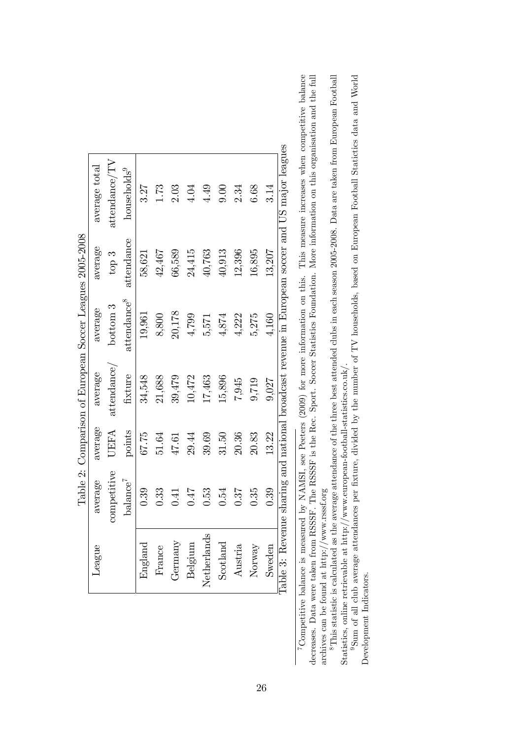Table 2: Comparison of European Soccer Leagues 2005-2008

| League | average competitive balance[7] | average UEFA points | average attendance/ fixture | average bottom 3 attendance[8] | average top 3 attendance | average total attendance/TV households[9] |
|---|---|---|---|---|---|---|
| England | 0.39 | 67.75 | 34,548 | 19,961 | 58,621 | 3.27 |
| France | 0.33 | 51.64 | 21,688 | 8,800 | 42,467 | 1.73 |
| Germany | 0.41 | 47.61 | 39,479 | 20,178 | 66,589 | 2.03 |
| Belgium | 0.47 | 29.44 | 10,472 | 4,799 | 24,415 | 4.04 |
| Netherlands | 0.53 | 39.69 | 17,463 | 5,571 | 40,763 | 4.49 |
| Scotland | 0.54 | 31.50 | 15,896 | 4,874 | 40,913 | 9.00 |
| Austria | 0.37 | 20.36 | 7,945 | 4,222 | 12,396 | 2.34 |
| Norway | 0.35 | 20.83 | 9,719 | 5,275 | 16,895 | 6.68 |
| Sweden | 0.39 | 13.22 | 9,027 | 4,160 | 13,207 | 3.14 |

Table 3: Revenue sharing and national broadcast revenue in European soccer and US major leagues

[7] Competitive balance is measured by NAMSI, see Peeters (2009) for more information on this. This measure increases when competitive balance decreases. Data were taken from RSSSF. The RSSSF is the Rec. Sport. Soccer Statistics Foundation. More information on this organisation and the full archives can be found at http://www.rsssf.org

[8] This statistic is calculated as the average attendance of the three best attended clubs in each season 2005-2008. Data are taken from European Football Statistics, online retrievable at http://www.european-football-statistics.co.uk/.

[9] Sum of all club average attendances per fixture, divided by the number of TV households, based on European Football Statistics data and World Development Indicators.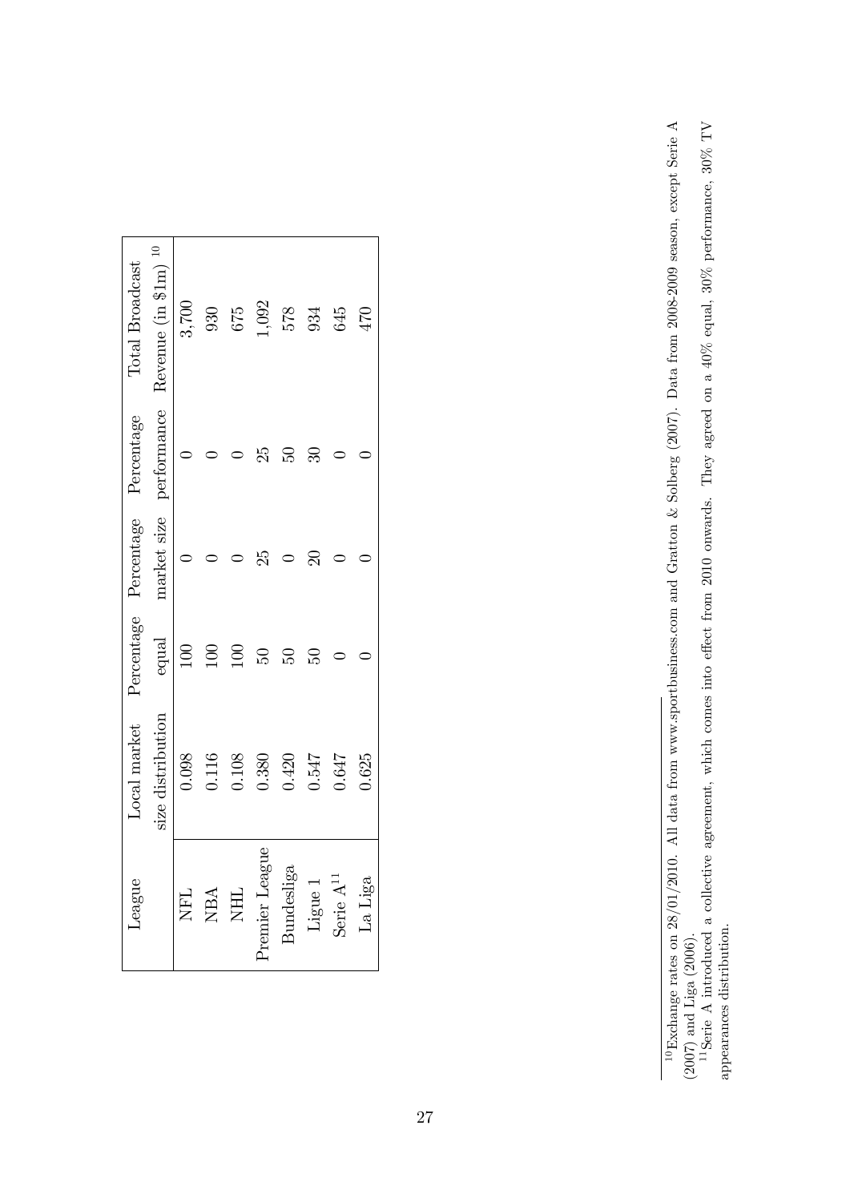| League | Local market size distribution | Percentage equal | Percentage market size | Percentage performance | Total Broadcast Revenue (in $1m) [10] |
|---|---|---|---|---|---|
| NFL | 0.098 | 100 | 0 | 0 | 3,700 |
| NBA | 0.116 | 100 | 0 | 0 | 930 |
| NHL | 0.108 | 100 | 0 | 0 | 675 |
| Premier League | 0.380 | 50 | 25 | 25 | 1,092 |
| Bundesliga | 0.420 | 50 | 0 | 50 | 578 |
| Ligue 1 | 0.547 | 50 | 20 | 30 | 934 |
| Serie A[11] | 0.647 | 0 | 0 | 0 | 645 |
| La Liga | 0.625 | 0 | 0 | 0 | 470 |

[10] Exchange rates on 28/01/2010. All data from www.sportbusiness.com and Gratton & Solberg (2007). Data from 2008-2009 season, except Serie A (2007) and Liga (2006).

[11] Serie A introduced a collective agreement, which comes into effect from 2010 onwards. They agreed on a 40% equal, 30% performance, 30% TV appearances distribution.